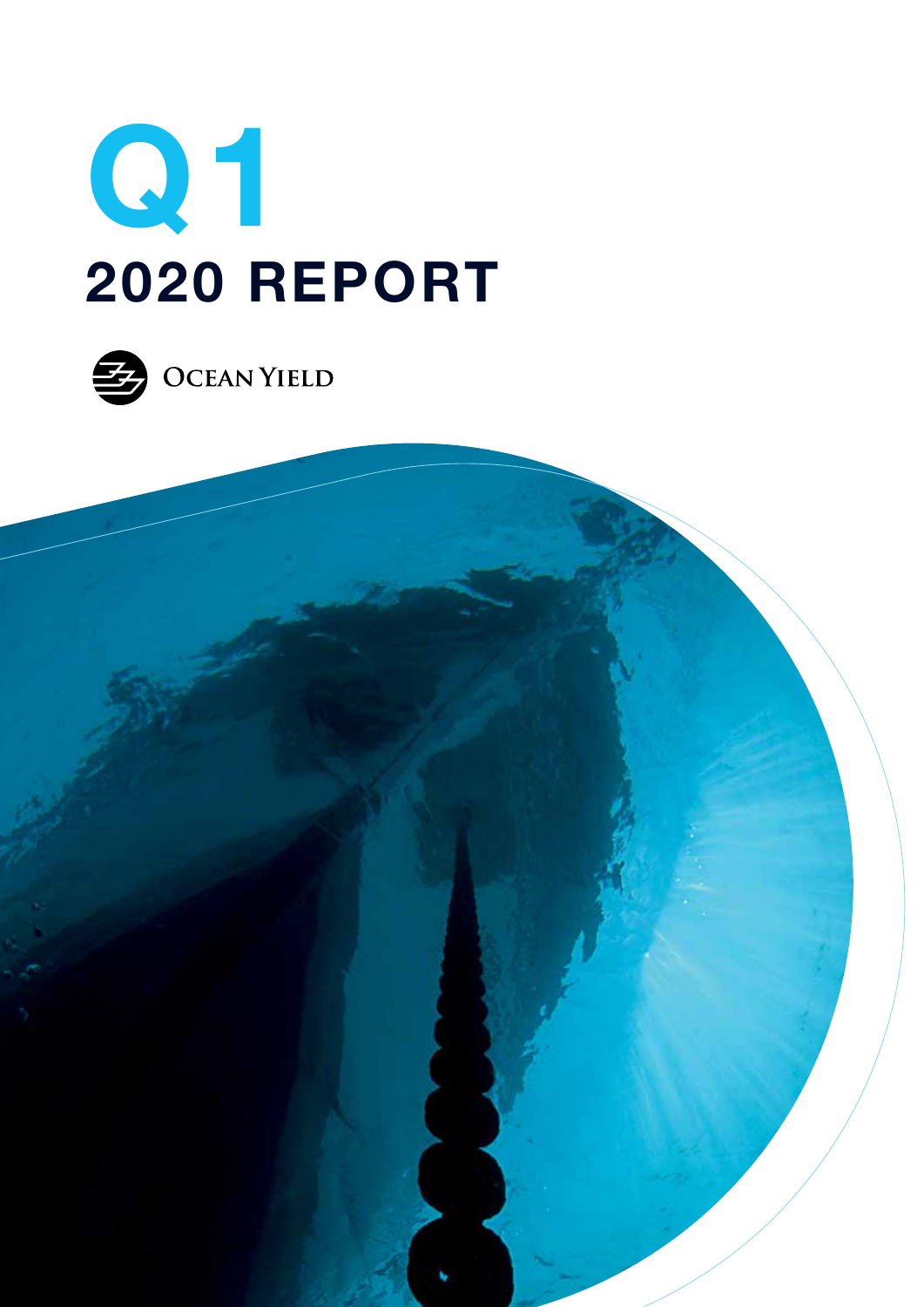# Q1

# 2020 REPORT

OCEAN YIELD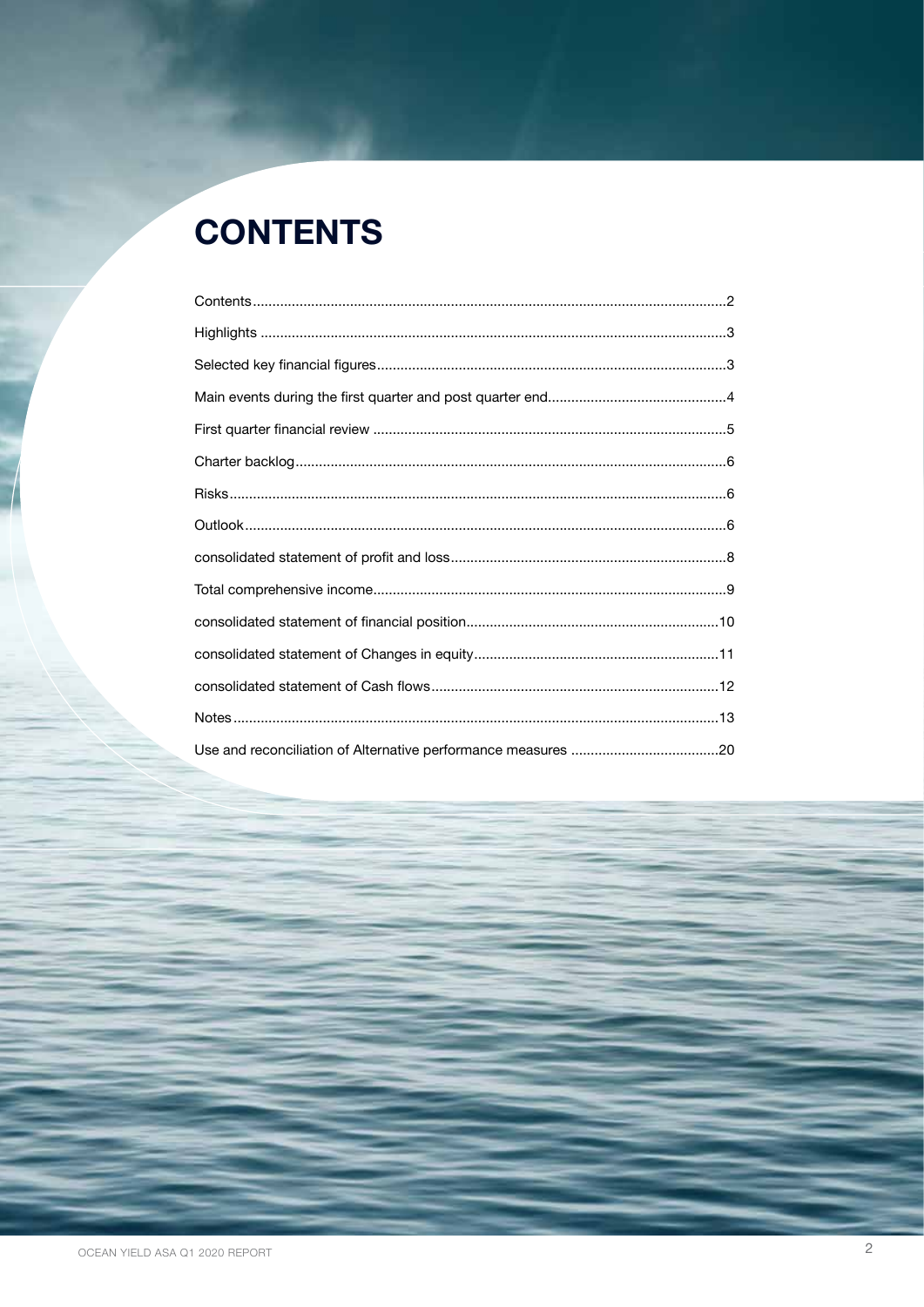# CONTENTS

Contents........................................................................................................................2

Highlights .......................................................................................................................3

Selected key financial figures.........................................................................................3

Main events during the first quarter and post quarter end.............................................4

First quarter financial review ..........................................................................................5

Charter backlog..............................................................................................................6

Risks...............................................................................................................................6

Outlook...........................................................................................................................6

consolidated statement of profit and loss......................................................................8

Total comprehensive income..........................................................................................9

consolidated statement of financial position................................................................10

consolidated statement of Changes in equity..............................................................11

consolidated statement of Cash flows.........................................................................12

Notes............................................................................................................................13

Use and reconciliation of Alternative performance measures .....................................20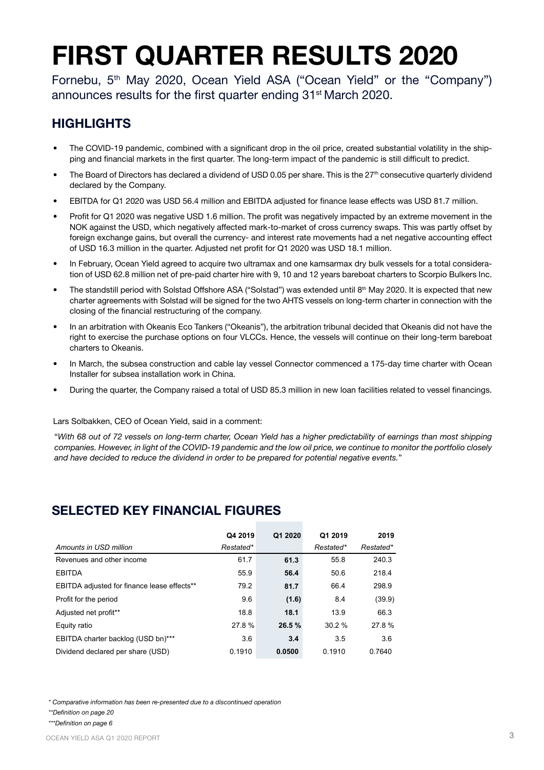# FIRST QUARTER RESULTS 2020

Fornebu, 5th May 2020, Ocean Yield ASA ("Ocean Yield" or the "Company") announces results for the first quarter ending 31st March 2020.

## HIGHLIGHTS

- The COVID-19 pandemic, combined with a significant drop in the oil price, created substantial volatility in the shipping and financial markets in the first quarter. The long-term impact of the pandemic is still difficult to predict.
- The Board of Directors has declared a dividend of USD 0.05 per share. This is the 27th consecutive quarterly dividend declared by the Company.
- EBITDA for Q1 2020 was USD 56.4 million and EBITDA adjusted for finance lease effects was USD 81.7 million.
- Profit for Q1 2020 was negative USD 1.6 million. The profit was negatively impacted by an extreme movement in the NOK against the USD, which negatively affected mark-to-market of cross currency swaps. This was partly offset by foreign exchange gains, but overall the currency- and interest rate movements had a net negative accounting effect of USD 16.3 million in the quarter. Adjusted net profit for Q1 2020 was USD 18.1 million.
- In February, Ocean Yield agreed to acquire two ultramax and one kamsarmax dry bulk vessels for a total consideration of USD 62.8 million net of pre-paid charter hire with 9, 10 and 12 years bareboat charters to Scorpio Bulkers Inc.
- The standstill period with Solstad Offshore ASA ("Solstad") was extended until 8th May 2020. It is expected that new charter agreements with Solstad will be signed for the two AHTS vessels on long-term charter in connection with the closing of the financial restructuring of the company.
- In an arbitration with Okeanis Eco Tankers ("Okeanis"), the arbitration tribunal decided that Okeanis did not have the right to exercise the purchase options on four VLCCs. Hence, the vessels will continue on their long-term bareboat charters to Okeanis.
- In March, the subsea construction and cable lay vessel Connector commenced a 175-day time charter with Ocean Installer for subsea installation work in China.
- During the quarter, the Company raised a total of USD 85.3 million in new loan facilities related to vessel financings.

Lars Solbakken, CEO of Ocean Yield, said in a comment:

"*With 68 out of 72 vessels on long-term charter, Ocean Yield has a higher predictability of earnings than most shipping companies. However, in light of the COVID-19 pandemic and the low oil price, we continue to monitor the portfolio closely and have decided to reduce the dividend in order to be prepared for potential negative events.*"

## SELECTED KEY FINANCIAL FIGURES

| | Q4 2019 | Q1 2020 | Q1 2019 | 2019 |
|---|---|---|---|---|
| *Amounts in USD million* | *Restated** | | *Restated** | *Restated** |
| Revenues and other income | 61.7 | **61.3** | 55.8 | 240.3 |
| EBITDA | 55.9 | **56.4** | 50.6 | 218.4 |
| EBITDA adjusted for finance lease effects** | 79.2 | **81.7** | 66.4 | 298.9 |
| Profit for the period | 9.6 | **(1.6)** | 8.4 | (39.9) |
| Adjusted net profit** | 18.8 | **18.1** | 13.9 | 66.3 |
| Equity ratio | 27.8 % | **26.5 %** | 30.2 % | 27.8 % |
| EBITDA charter backlog (USD bn)*** | 3.6 | **3.4** | 3.5 | 3.6 |
| Dividend declared per share (USD) | 0.1910 | **0.0500** | 0.1910 | 0.7640 |

*\* Comparative information has been re-presented due to a discontinued operation*

*\*\*Definition on page 20*

*\*\*\*Definition on page 6*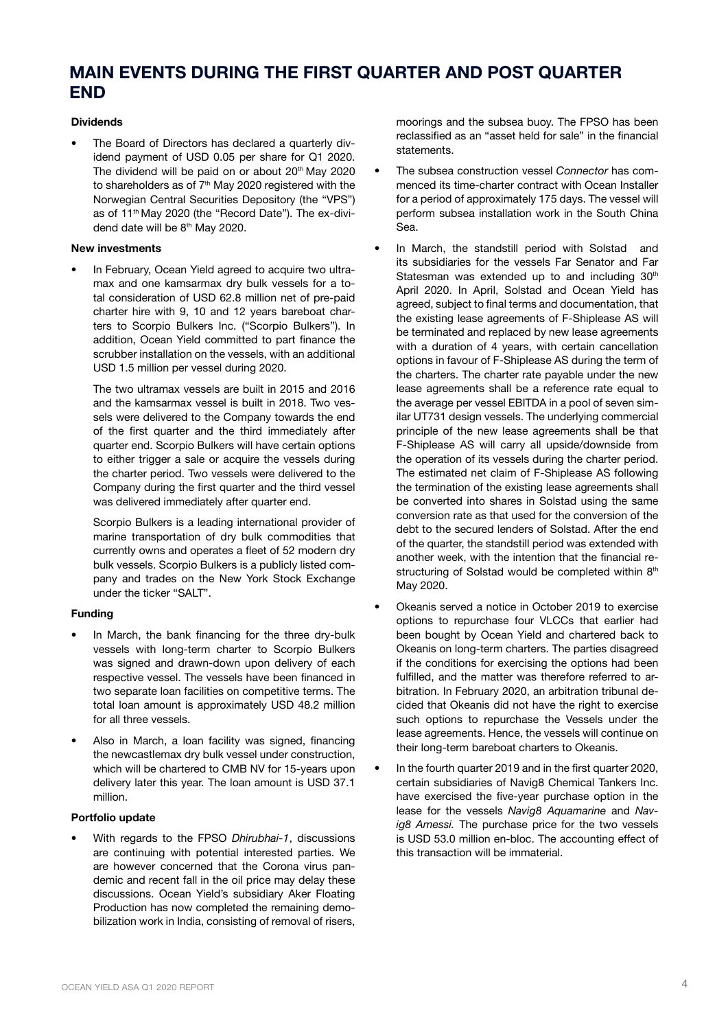# MAIN EVENTS DURING THE FIRST QUARTER AND POST QUARTER END

**Dividends**

- The Board of Directors has declared a quarterly dividend payment of USD 0.05 per share for Q1 2020. The dividend will be paid on or about 20th May 2020 to shareholders as of 7th May 2020 registered with the Norwegian Central Securities Depository (the "VPS") as of 11th May 2020 (the "Record Date"). The ex-dividend date will be 8th May 2020.

**New investments**

- In February, Ocean Yield agreed to acquire two ultramax and one kamsarmax dry bulk vessels for a total consideration of USD 62.8 million net of pre-paid charter hire with 9, 10 and 12 years bareboat charters to Scorpio Bulkers Inc. ("Scorpio Bulkers"). In addition, Ocean Yield committed to part finance the scrubber installation on the vessels, with an additional USD 1.5 million per vessel during 2020.

  The two ultramax vessels are built in 2015 and 2016 and the kamsarmax vessel is built in 2018. Two vessels were delivered to the Company towards the end of the first quarter and the third immediately after quarter end. Scorpio Bulkers will have certain options to either trigger a sale or acquire the vessels during the charter period. Two vessels were delivered to the Company during the first quarter and the third vessel was delivered immediately after quarter end.

  Scorpio Bulkers is a leading international provider of marine transportation of dry bulk commodities that currently owns and operates a fleet of 52 modern dry bulk vessels. Scorpio Bulkers is a publicly listed company and trades on the New York Stock Exchange under the ticker "SALT".

**Funding**

- In March, the bank financing for the three dry-bulk vessels with long-term charter to Scorpio Bulkers was signed and drawn-down upon delivery of each respective vessel. The vessels have been financed in two separate loan facilities on competitive terms. The total loan amount is approximately USD 48.2 million for all three vessels.
- Also in March, a loan facility was signed, financing the newcastlemax dry bulk vessel under construction, which will be chartered to CMB NV for 15-years upon delivery later this year. The loan amount is USD 37.1 million.

**Portfolio update**

- With regards to the FPSO *Dhirubhai-1*, discussions are continuing with potential interested parties. We are however concerned that the Corona virus pandemic and recent fall in the oil price may delay these discussions. Ocean Yield's subsidiary Aker Floating Production has now completed the remaining demobilization work in India, consisting of removal of risers, moorings and the subsea buoy. The FPSO has been reclassified as an "asset held for sale" in the financial statements.
- The subsea construction vessel *Connector* has commenced its time-charter contract with Ocean Installer for a period of approximately 175 days. The vessel will perform subsea installation work in the South China Sea.
- In March, the standstill period with Solstad and its subsidiaries for the vessels Far Senator and Far Statesman was extended up to and including 30th April 2020. In April, Solstad and Ocean Yield has agreed, subject to final terms and documentation, that the existing lease agreements of F-Shiplease AS will be terminated and replaced by new lease agreements with a duration of 4 years, with certain cancellation options in favour of F-Shiplease AS during the term of the charters. The charter rate payable under the new lease agreements shall be a reference rate equal to the average per vessel EBITDA in a pool of seven similar UT731 design vessels. The underlying commercial principle of the new lease agreements shall be that F-Shiplease AS will carry all upside/downside from the operation of its vessels during the charter period. The estimated net claim of F-Shiplease AS following the termination of the existing lease agreements shall be converted into shares in Solstad using the same conversion rate as that used for the conversion of the debt to the secured lenders of Solstad. After the end of the quarter, the standstill period was extended with another week, with the intention that the financial restructuring of Solstad would be completed within 8th May 2020.
- Okeanis served a notice in October 2019 to exercise options to repurchase four VLCCs that earlier had been bought by Ocean Yield and chartered back to Okeanis on long-term charters. The parties disagreed if the conditions for exercising the options had been fulfilled, and the matter was therefore referred to arbitration. In February 2020, an arbitration tribunal decided that Okeanis did not have the right to exercise such options to repurchase the Vessels under the lease agreements. Hence, the vessels will continue on their long-term bareboat charters to Okeanis.
- In the fourth quarter 2019 and in the first quarter 2020, certain subsidiaries of Navig8 Chemical Tankers Inc. have exercised the five-year purchase option in the lease for the vessels *Navig8 Aquamarine* and *Navig8 Amessi*. The purchase price for the two vessels is USD 53.0 million en-bloc. The accounting effect of this transaction will be immaterial.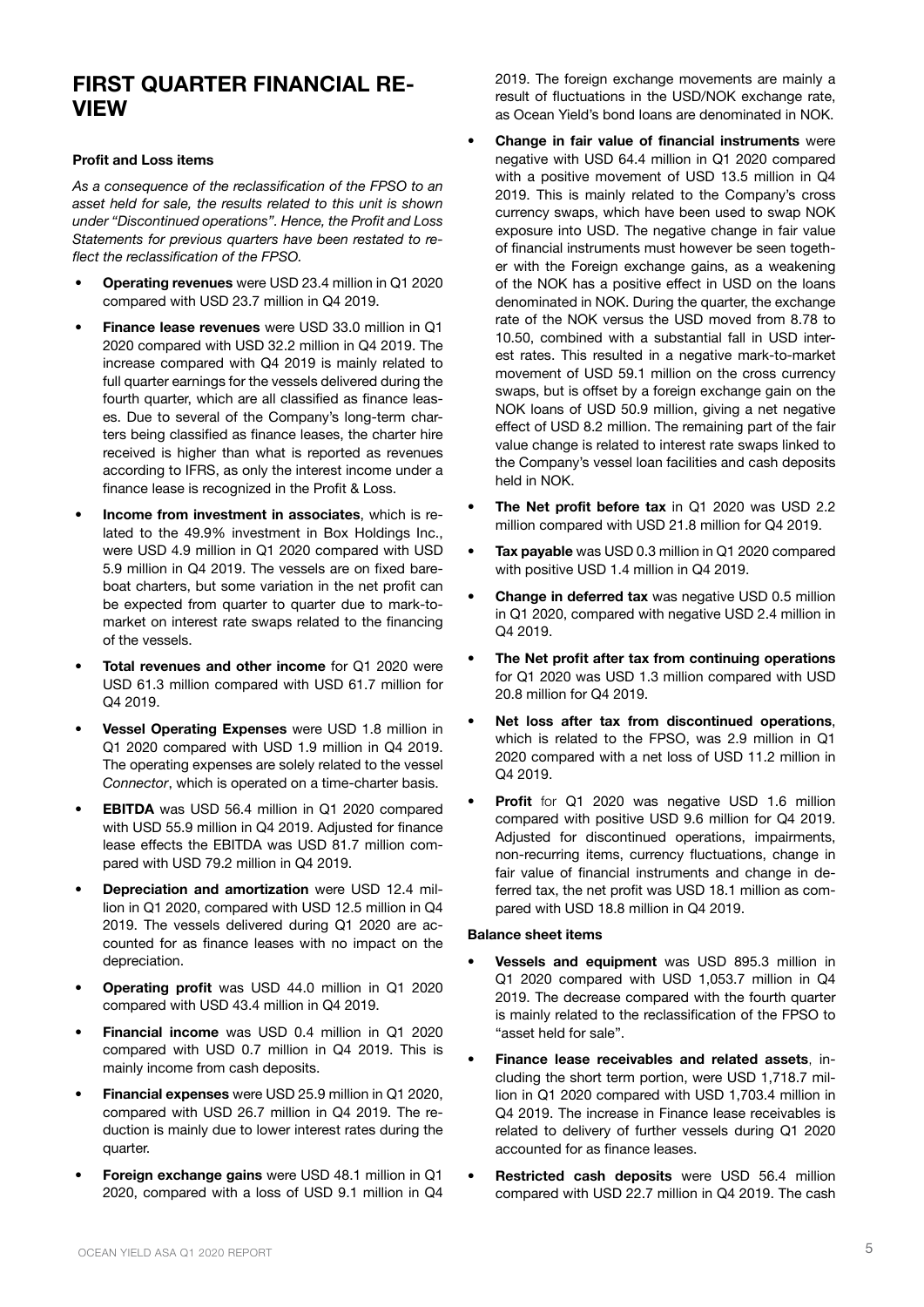# FIRST QUARTER FINANCIAL REVIEW

**Profit and Loss items**

*As a consequence of the reclassification of the FPSO to an asset held for sale, the results related to this unit is shown under "Discontinued operations". Hence, the Profit and Loss Statements for previous quarters have been restated to reflect the reclassification of the FPSO.*

- **Operating revenues** were USD 23.4 million in Q1 2020 compared with USD 23.7 million in Q4 2019.
- **Finance lease revenues** were USD 33.0 million in Q1 2020 compared with USD 32.2 million in Q4 2019. The increase compared with Q4 2019 is mainly related to full quarter earnings for the vessels delivered during the fourth quarter, which are all classified as finance leases. Due to several of the Company's long-term charters being classified as finance leases, the charter hire received is higher than what is reported as revenues according to IFRS, as only the interest income under a finance lease is recognized in the Profit & Loss.
- **Income from investment in associates**, which is related to the 49.9% investment in Box Holdings Inc., were USD 4.9 million in Q1 2020 compared with USD 5.9 million in Q4 2019. The vessels are on fixed bareboat charters, but some variation in the net profit can be expected from quarter to quarter due to mark-to-market on interest rate swaps related to the financing of the vessels.
- **Total revenues and other income** for Q1 2020 were USD 61.3 million compared with USD 61.7 million for Q4 2019.
- **Vessel Operating Expenses** were USD 1.8 million in Q1 2020 compared with USD 1.9 million in Q4 2019. The operating expenses are solely related to the vessel *Connector*, which is operated on a time-charter basis.
- **EBITDA** was USD 56.4 million in Q1 2020 compared with USD 55.9 million in Q4 2019. Adjusted for finance lease effects the EBITDA was USD 81.7 million compared with USD 79.2 million in Q4 2019.
- **Depreciation and amortization** were USD 12.4 million in Q1 2020, compared with USD 12.5 million in Q4 2019. The vessels delivered during Q1 2020 are accounted for as finance leases with no impact on the depreciation.
- **Operating profit** was USD 44.0 million in Q1 2020 compared with USD 43.4 million in Q4 2019.
- **Financial income** was USD 0.4 million in Q1 2020 compared with USD 0.7 million in Q4 2019. This is mainly income from cash deposits.
- **Financial expenses** were USD 25.9 million in Q1 2020, compared with USD 26.7 million in Q4 2019. The reduction is mainly due to lower interest rates during the quarter.
- **Foreign exchange gains** were USD 48.1 million in Q1 2020, compared with a loss of USD 9.1 million in Q4 2019. The foreign exchange movements are mainly a result of fluctuations in the USD/NOK exchange rate, as Ocean Yield's bond loans are denominated in NOK.
- **Change in fair value of financial instruments** were negative with USD 64.4 million in Q1 2020 compared with a positive movement of USD 13.5 million in Q4 2019. This is mainly related to the Company's cross currency swaps, which have been used to swap NOK exposure into USD. The negative change in fair value of financial instruments must however be seen together with the Foreign exchange gains, as a weakening of the NOK has a positive effect in USD on the loans denominated in NOK. During the quarter, the exchange rate of the NOK versus the USD moved from 8.78 to 10.50, combined with a substantial fall in USD interest rates. This resulted in a negative mark-to-market movement of USD 59.1 million on the cross currency swaps, but is offset by a foreign exchange gain on the NOK loans of USD 50.9 million, giving a net negative effect of USD 8.2 million. The remaining part of the fair value change is related to interest rate swaps linked to the Company's vessel loan facilities and cash deposits held in NOK.
- **The Net profit before tax** in Q1 2020 was USD 2.2 million compared with USD 21.8 million for Q4 2019.
- **Tax payable** was USD 0.3 million in Q1 2020 compared with positive USD 1.4 million in Q4 2019.
- **Change in deferred tax** was negative USD 0.5 million in Q1 2020, compared with negative USD 2.4 million in Q4 2019.
- **The Net profit after tax from continuing operations** for Q1 2020 was USD 1.3 million compared with USD 20.8 million for Q4 2019.
- **Net loss after tax from discontinued operations**, which is related to the FPSO, was 2.9 million in Q1 2020 compared with a net loss of USD 11.2 million in Q4 2019.
- **Profit** for Q1 2020 was negative USD 1.6 million compared with positive USD 9.6 million for Q4 2019. Adjusted for discontinued operations, impairments, non-recurring items, currency fluctuations, change in fair value of financial instruments and change in deferred tax, the net profit was USD 18.1 million as compared with USD 18.8 million in Q4 2019.

**Balance sheet items**

- **Vessels and equipment** was USD 895.3 million in Q1 2020 compared with USD 1,053.7 million in Q4 2019. The decrease compared with the fourth quarter is mainly related to the reclassification of the FPSO to "asset held for sale".
- **Finance lease receivables and related assets**, including the short term portion, were USD 1,718.7 million in Q1 2020 compared with USD 1,703.4 million in Q4 2019. The increase in Finance lease receivables is related to delivery of further vessels during Q1 2020 accounted for as finance leases.
- **Restricted cash deposits** were USD 56.4 million compared with USD 22.7 million in Q4 2019. The cash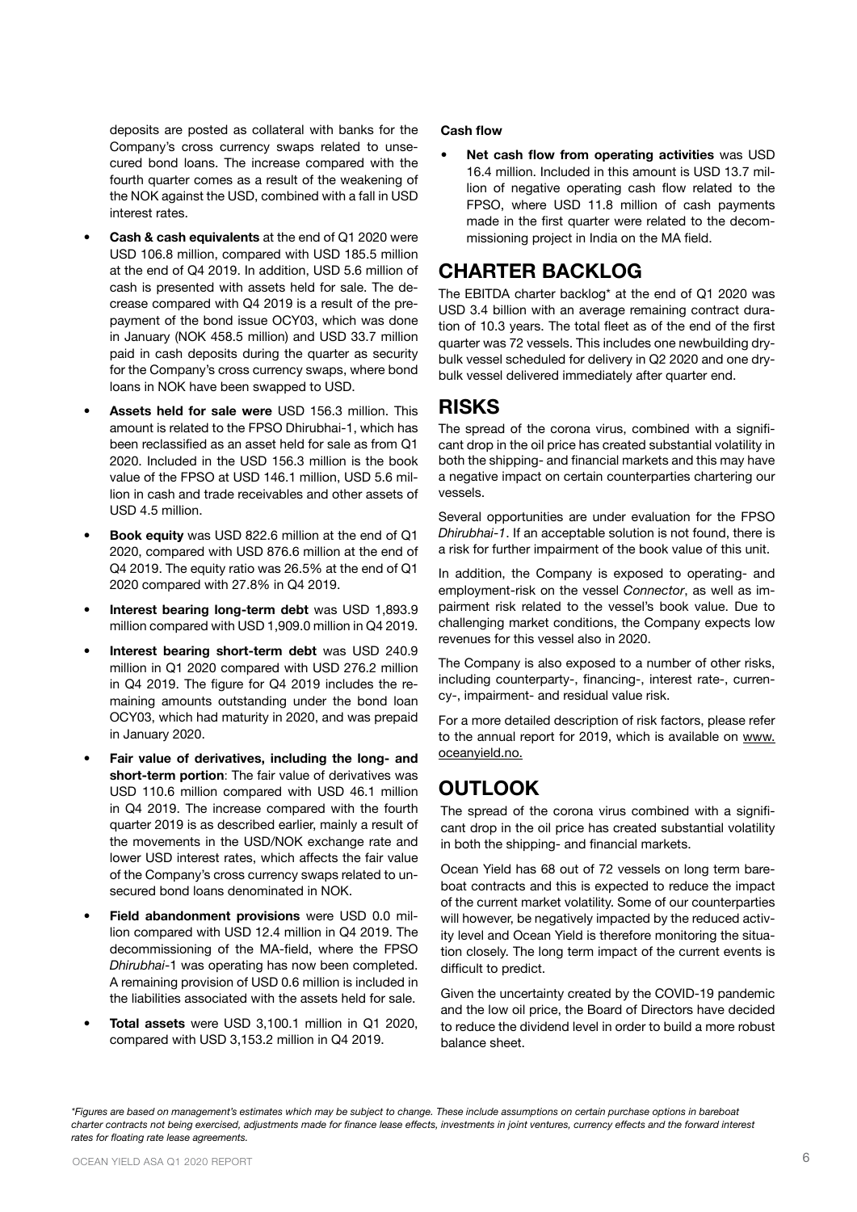deposits are posted as collateral with banks for the Company's cross currency swaps related to unsecured bond loans. The increase compared with the fourth quarter comes as a result of the weakening of the NOK against the USD, combined with a fall in USD interest rates.

- **Cash & cash equivalents** at the end of Q1 2020 were USD 106.8 million, compared with USD 185.5 million at the end of Q4 2019. In addition, USD 5.6 million of cash is presented with assets held for sale. The decrease compared with Q4 2019 is a result of the prepayment of the bond issue OCY03, which was done in January (NOK 458.5 million) and USD 33.7 million paid in cash deposits during the quarter as security for the Company's cross currency swaps, where bond loans in NOK have been swapped to USD.
- **Assets held for sale were** USD 156.3 million. This amount is related to the FPSO Dhirubhai-1, which has been reclassified as an asset held for sale as from Q1 2020. Included in the USD 156.3 million is the book value of the FPSO at USD 146.1 million, USD 5.6 million in cash and trade receivables and other assets of USD 4.5 million.
- **Book equity** was USD 822.6 million at the end of Q1 2020, compared with USD 876.6 million at the end of Q4 2019. The equity ratio was 26.5% at the end of Q1 2020 compared with 27.8% in Q4 2019.
- **Interest bearing long-term debt** was USD 1,893.9 million compared with USD 1,909.0 million in Q4 2019.
- **Interest bearing short-term debt** was USD 240.9 million in Q1 2020 compared with USD 276.2 million in Q4 2019. The figure for Q4 2019 includes the remaining amounts outstanding under the bond loan OCY03, which had maturity in 2020, and was prepaid in January 2020.
- **Fair value of derivatives, including the long- and short-term portion**: The fair value of derivatives was USD 110.6 million compared with USD 46.1 million in Q4 2019. The increase compared with the fourth quarter 2019 is as described earlier, mainly a result of the movements in the USD/NOK exchange rate and lower USD interest rates, which affects the fair value of the Company's cross currency swaps related to unsecured bond loans denominated in NOK.
- **Field abandonment provisions** were USD 0.0 million compared with USD 12.4 million in Q4 2019. The decommissioning of the MA-field, where the FPSO *Dhirubhai*-1 was operating has now been completed. A remaining provision of USD 0.6 million is included in the liabilities associated with the assets held for sale.
- **Total assets** were USD 3,100.1 million in Q1 2020, compared with USD 3,153.2 million in Q4 2019.

**Cash flow**

- **Net cash flow from operating activities** was USD 16.4 million. Included in this amount is USD 13.7 million of negative operating cash flow related to the FPSO, where USD 11.8 million of cash payments made in the first quarter were related to the decommissioning project in India on the MA field.

## CHARTER BACKLOG

The EBITDA charter backlog* at the end of Q1 2020 was USD 3.4 billion with an average remaining contract duration of 10.3 years. The total fleet as of the end of the first quarter was 72 vessels. This includes one newbuilding drybulk vessel scheduled for delivery in Q2 2020 and one drybulk vessel delivered immediately after quarter end.

## RISKS

The spread of the corona virus, combined with a significant drop in the oil price has created substantial volatility in both the shipping- and financial markets and this may have a negative impact on certain counterparties chartering our vessels.

Several opportunities are under evaluation for the FPSO *Dhirubhai-1*. If an acceptable solution is not found, there is a risk for further impairment of the book value of this unit.

In addition, the Company is exposed to operating- and employment-risk on the vessel *Connector*, as well as impairment risk related to the vessel's book value. Due to challenging market conditions, the Company expects low revenues for this vessel also in 2020.

The Company is also exposed to a number of other risks, including counterparty-, financing-, interest rate-, currency-, impairment- and residual value risk.

For a more detailed description of risk factors, please refer to the annual report for 2019, which is available on www.oceanyield.no.

## OUTLOOK

The spread of the corona virus combined with a significant drop in the oil price has created substantial volatility in both the shipping- and financial markets.

Ocean Yield has 68 out of 72 vessels on long term bareboat contracts and this is expected to reduce the impact of the current market volatility. Some of our counterparties will however, be negatively impacted by the reduced activity level and Ocean Yield is therefore monitoring the situation closely. The long term impact of the current events is difficult to predict.

Given the uncertainty created by the COVID-19 pandemic and the low oil price, the Board of Directors have decided to reduce the dividend level in order to build a more robust balance sheet.

*\*Figures are based on management's estimates which may be subject to change. These include assumptions on certain purchase options in bareboat charter contracts not being exercised, adjustments made for finance lease effects, investments in joint ventures, currency effects and the forward interest rates for floating rate lease agreements.*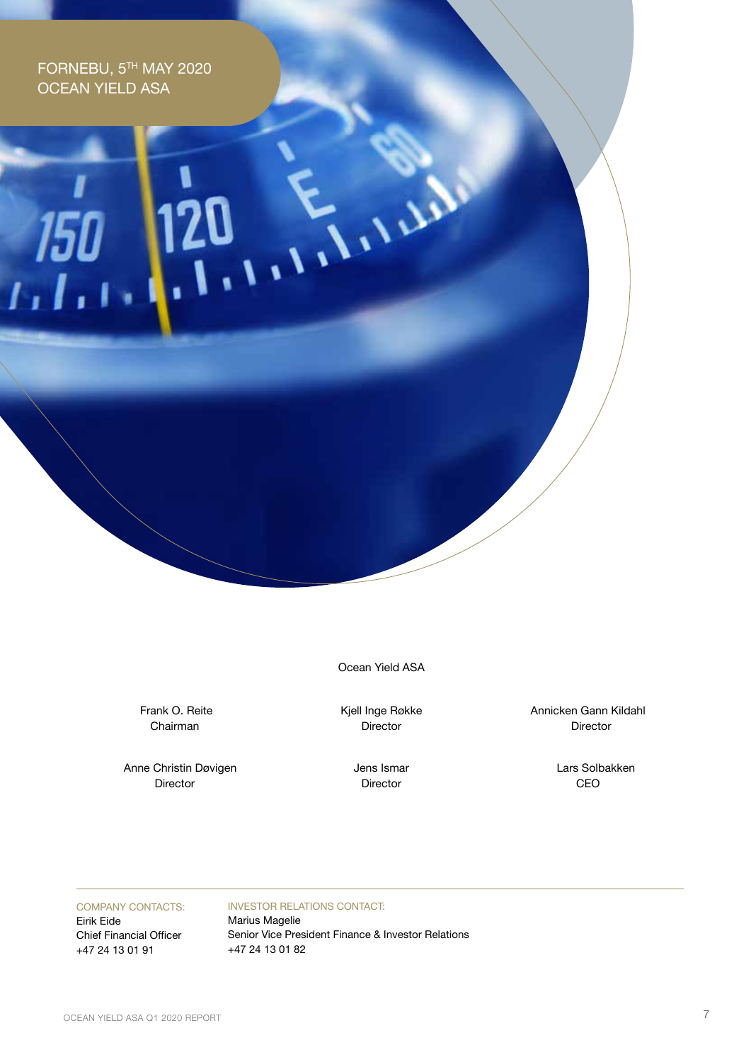FORNEBU, 5TH MAY 2020
OCEAN YIELD ASA

Ocean Yield ASA

| | | |
|---|---|---|
| Frank O. Reite<br>Chairman | Kjell Inge Røkke<br>Director | Annicken Gann Kildahl<br>Director |
| Anne Christin Døvigen<br>Director | Jens Ismar<br>Director | Lars Solbakken<br>CEO |

COMPANY CONTACTS:
Eirik Eide
Chief Financial Officer
+47 24 13 01 91

INVESTOR RELATIONS CONTACT:
Marius Magelie
Senior Vice President Finance & Investor Relations
+47 24 13 01 82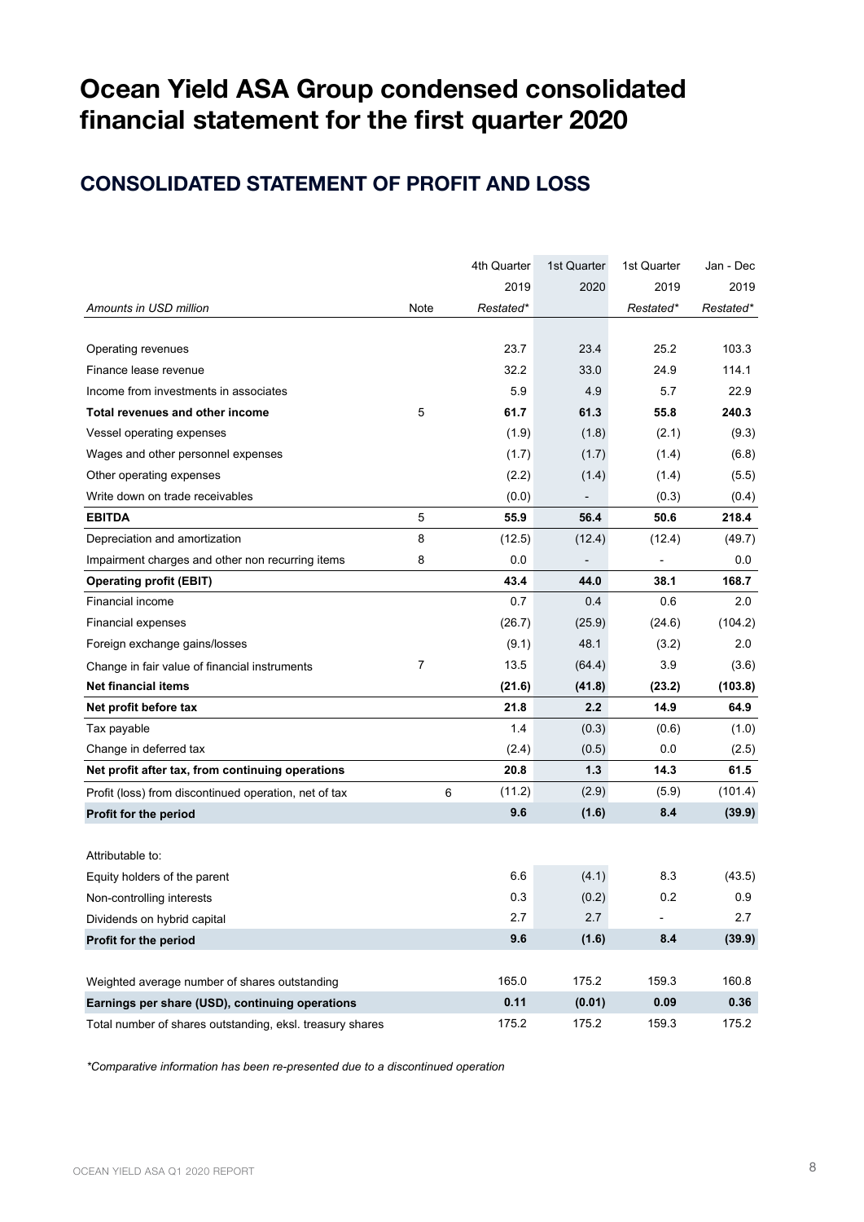# Ocean Yield ASA Group condensed consolidated financial statement for the first quarter 2020

## CONSOLIDATED STATEMENT OF PROFIT AND LOSS

| | | 4th Quarter | 1st Quarter | 1st Quarter | Jan - Dec |
|---|---|---|---|---|---|
| | | 2019 | 2020 | 2019 | 2019 |
| *Amounts in USD million* | Note | *Restated** | | *Restated** | *Restated** |
| Operating revenues | | 23.7 | 23.4 | 25.2 | 103.3 |
| Finance lease revenue | | 32.2 | 33.0 | 24.9 | 114.1 |
| Income from investments in associates | | 5.9 | 4.9 | 5.7 | 22.9 |
| **Total revenues and other income** | 5 | **61.7** | **61.3** | **55.8** | **240.3** |
| Vessel operating expenses | | (1.9) | (1.8) | (2.1) | (9.3) |
| Wages and other personnel expenses | | (1.7) | (1.7) | (1.4) | (6.8) |
| Other operating expenses | | (2.2) | (1.4) | (1.4) | (5.5) |
| Write down on trade receivables | | (0.0) | - | (0.3) | (0.4) |
| **EBITDA** | 5 | **55.9** | **56.4** | **50.6** | **218.4** |
| Depreciation and amortization | 8 | (12.5) | (12.4) | (12.4) | (49.7) |
| Impairment charges and other non recurring items | 8 | 0.0 | - | - | 0.0 |
| **Operating profit (EBIT)** | | **43.4** | **44.0** | **38.1** | **168.7** |
| Financial income | | 0.7 | 0.4 | 0.6 | 2.0 |
| Financial expenses | | (26.7) | (25.9) | (24.6) | (104.2) |
| Foreign exchange gains/losses | | (9.1) | 48.1 | (3.2) | 2.0 |
| Change in fair value of financial instruments | 7 | 13.5 | (64.4) | 3.9 | (3.6) |
| **Net financial items** | | **(21.6)** | **(41.8)** | **(23.2)** | **(103.8)** |
| **Net profit before tax** | | **21.8** | **2.2** | **14.9** | **64.9** |
| Tax payable | | 1.4 | (0.3) | (0.6) | (1.0) |
| Change in deferred tax | | (2.4) | (0.5) | 0.0 | (2.5) |
| **Net profit after tax, from continuing operations** | | **20.8** | **1.3** | **14.3** | **61.5** |
| Profit (loss) from discontinued operation, net of tax | 6 | (11.2) | (2.9) | (5.9) | (101.4) |
| **Profit for the period** | | **9.6** | **(1.6)** | **8.4** | **(39.9)** |
| | | | | | |
| Attributable to: | | | | | |
| Equity holders of the parent | | 6.6 | (4.1) | 8.3 | (43.5) |
| Non-controlling interests | | 0.3 | (0.2) | 0.2 | 0.9 |
| Dividends on hybrid capital | | 2.7 | 2.7 | - | 2.7 |
| **Profit for the period** | | **9.6** | **(1.6)** | **8.4** | **(39.9)** |
| | | | | | |
| Weighted average number of shares outstanding | | 165.0 | 175.2 | 159.3 | 160.8 |
| **Earnings per share (USD), continuing operations** | | **0.11** | **(0.01)** | **0.09** | **0.36** |
| Total number of shares outstanding, eksl. treasury shares | | 175.2 | 175.2 | 159.3 | 175.2 |

*\*Comparative information has been re-presented due to a discontinued operation*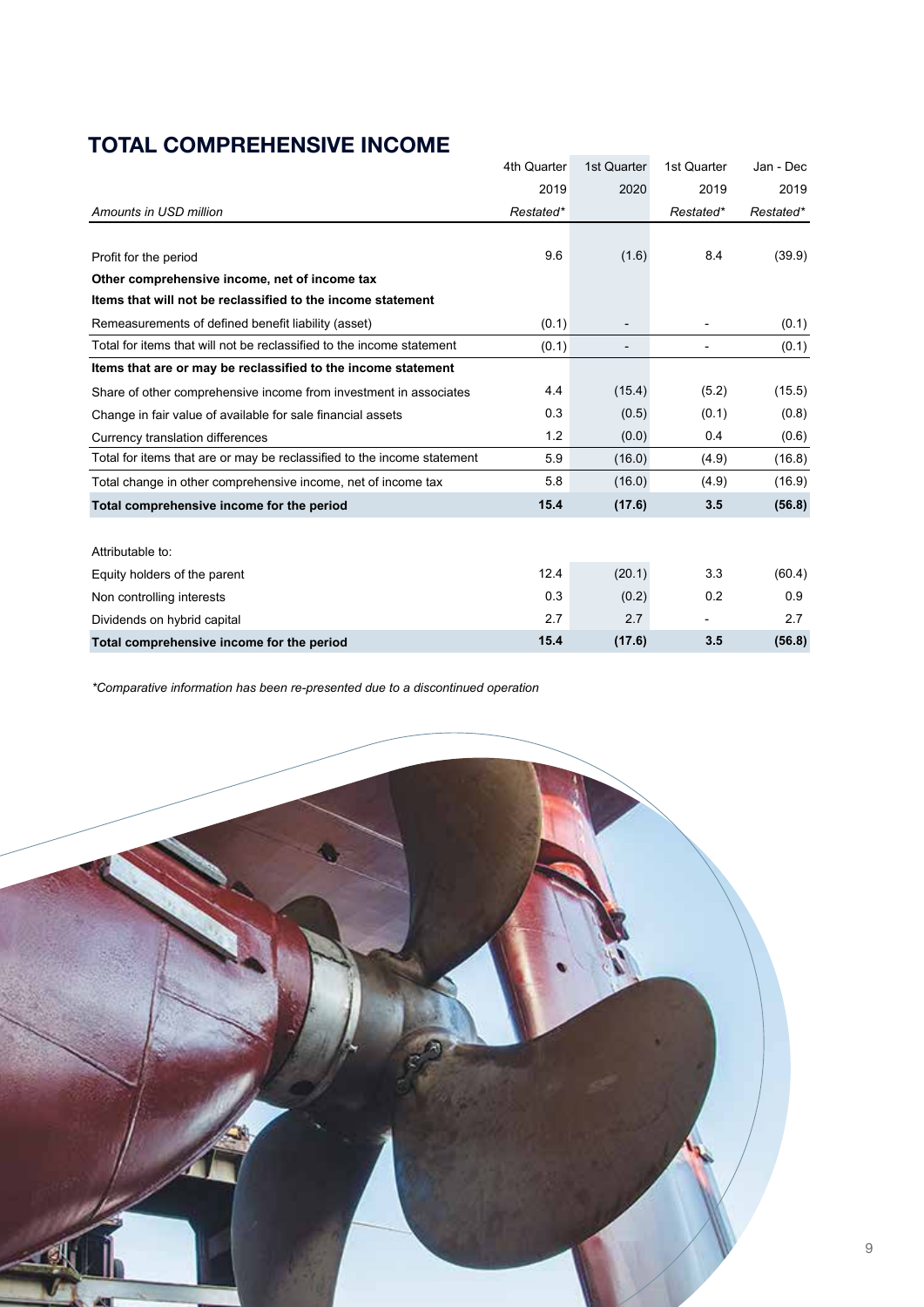## TOTAL COMPREHENSIVE INCOME

| *Amounts in USD million* | 4th Quarter 2019 *Restated** | 1st Quarter 2020 | 1st Quarter 2019 *Restated** | Jan - Dec 2019 *Restated** |
|---|---|---|---|---|
| Profit for the period | 9.6 | (1.6) | 8.4 | (39.9) |
| **Other comprehensive income, net of income tax** | | | | |
| **Items that will not be reclassified to the income statement** | | | | |
| Remeasurements of defined benefit liability (asset) | (0.1) | - | - | (0.1) |
| Total for items that will not be reclassified to the income statement | (0.1) | - | - | (0.1) |
| **Items that are or may be reclassified to the income statement** | | | | |
| Share of other comprehensive income from investment in associates | 4.4 | (15.4) | (5.2) | (15.5) |
| Change in fair value of available for sale financial assets | 0.3 | (0.5) | (0.1) | (0.8) |
| Currency translation differences | 1.2 | (0.0) | 0.4 | (0.6) |
| Total for items that are or may be reclassified to the income statement | 5.9 | (16.0) | (4.9) | (16.8) |
| Total change in other comprehensive income, net of income tax | 5.8 | (16.0) | (4.9) | (16.9) |
| **Total comprehensive income for the period** | **15.4** | **(17.6)** | **3.5** | **(56.8)** |
| | | | | |
| Attributable to: | | | | |
| Equity holders of the parent | 12.4 | (20.1) | 3.3 | (60.4) |
| Non controlling interests | 0.3 | (0.2) | 0.2 | 0.9 |
| Dividends on hybrid capital | 2.7 | 2.7 | - | 2.7 |
| **Total comprehensive income for the period** | **15.4** | **(17.6)** | **3.5** | **(56.8)** |

*\*Comparative information has been re-presented due to a discontinued operation*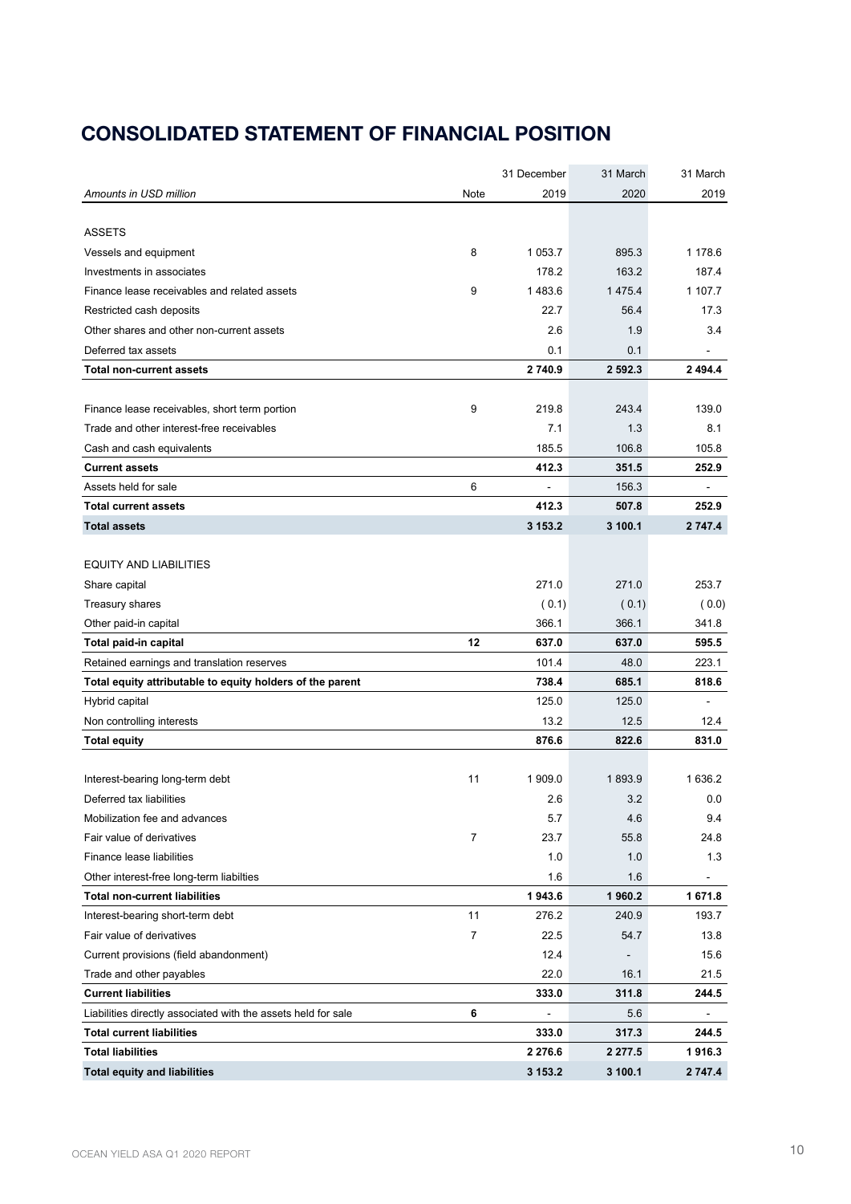# CONSOLIDATED STATEMENT OF FINANCIAL POSITION

| *Amounts in USD million* | Note | 31 December 2019 | 31 March 2020 | 31 March 2019 |
|---|---|---|---|---|
| ASSETS | | | | |
| Vessels and equipment | 8 | 1 053.7 | 895.3 | 1 178.6 |
| Investments in associates | | 178.2 | 163.2 | 187.4 |
| Finance lease receivables and related assets | 9 | 1 483.6 | 1 475.4 | 1 107.7 |
| Restricted cash deposits | | 22.7 | 56.4 | 17.3 |
| Other shares and other non-current assets | | 2.6 | 1.9 | 3.4 |
| Deferred tax assets | | 0.1 | 0.1 | - |
| **Total non-current assets** | | **2 740.9** | **2 592.3** | **2 494.4** |
| | | | | |
| Finance lease receivables, short term portion | 9 | 219.8 | 243.4 | 139.0 |
| Trade and other interest-free receivables | | 7.1 | 1.3 | 8.1 |
| Cash and cash equivalents | | 185.5 | 106.8 | 105.8 |
| **Current assets** | | **412.3** | **351.5** | **252.9** |
| Assets held for sale | 6 | - | 156.3 | - |
| **Total current assets** | | **412.3** | **507.8** | **252.9** |
| **Total assets** | | **3 153.2** | **3 100.1** | **2 747.4** |
| | | | | |
| EQUITY AND LIABILITIES | | | | |
| Share capital | | 271.0 | 271.0 | 253.7 |
| Treasury shares | | ( 0.1) | ( 0.1) | ( 0.0) |
| Other paid-in capital | | 366.1 | 366.1 | 341.8 |
| **Total paid-in capital** | **12** | **637.0** | **637.0** | **595.5** |
| Retained earnings and translation reserves | | 101.4 | 48.0 | 223.1 |
| **Total equity attributable to equity holders of the parent** | | **738.4** | **685.1** | **818.6** |
| Hybrid capital | | 125.0 | 125.0 | - |
| Non controlling interests | | 13.2 | 12.5 | 12.4 |
| **Total equity** | | **876.6** | **822.6** | **831.0** |
| | | | | |
| Interest-bearing long-term debt | 11 | 1 909.0 | 1 893.9 | 1 636.2 |
| Deferred tax liabilities | | 2.6 | 3.2 | 0.0 |
| Mobilization fee and advances | | 5.7 | 4.6 | 9.4 |
| Fair value of derivatives | 7 | 23.7 | 55.8 | 24.8 |
| Finance lease liabilities | | 1.0 | 1.0 | 1.3 |
| Other interest-free long-term liabilties | | 1.6 | 1.6 | - |
| **Total non-current liabilities** | | **1 943.6** | **1 960.2** | **1 671.8** |
| Interest-bearing short-term debt | 11 | 276.2 | 240.9 | 193.7 |
| Fair value of derivatives | 7 | 22.5 | 54.7 | 13.8 |
| Current provisions (field abandonment) | | 12.4 | - | 15.6 |
| Trade and other payables | | 22.0 | 16.1 | 21.5 |
| **Current liabilities** | | **333.0** | **311.8** | **244.5** |
| Liabilities directly associated with the assets held for sale | **6** | - | 5.6 | - |
| **Total current liabilities** | | **333.0** | **317.3** | **244.5** |
| **Total liabilities** | | **2 276.6** | **2 277.5** | **1 916.3** |
| **Total equity and liabilities** | | **3 153.2** | **3 100.1** | **2 747.4** |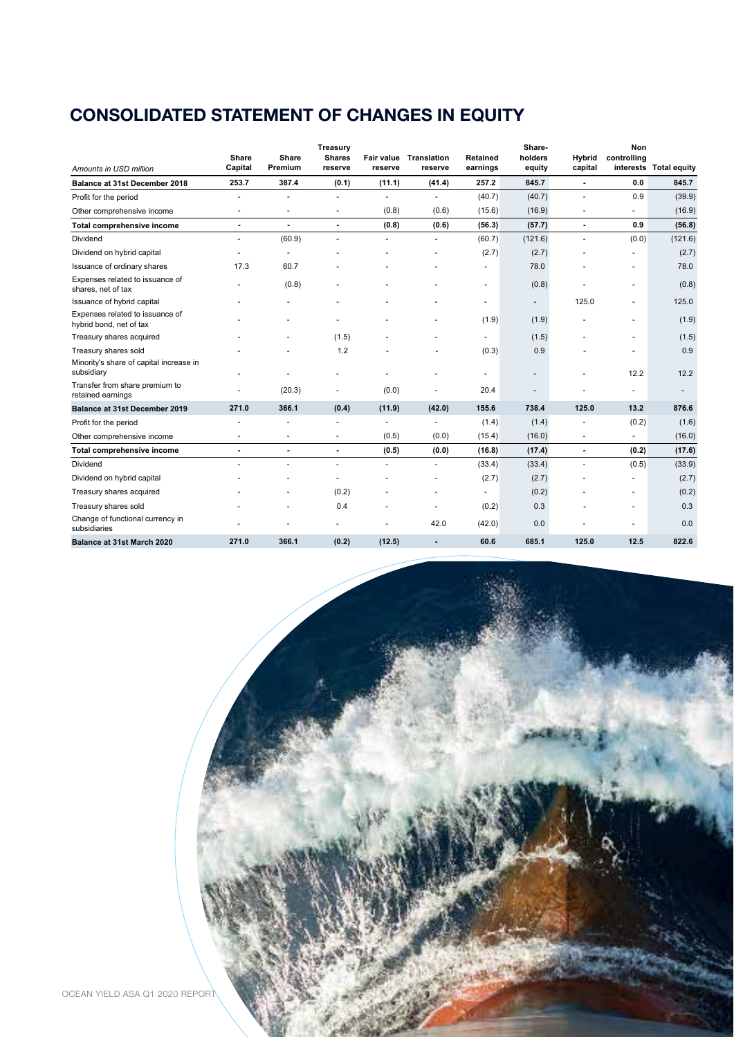# CONSOLIDATED STATEMENT OF CHANGES IN EQUITY

| *Amounts in USD million* | Share Capital | Share Premium | Treasury Shares reserve | Fair value reserve | Translation reserve | Retained earnings | Share-holders equity | Hybrid capital | Non controlling interests | Total equity |
|---|---|---|---|---|---|---|---|---|---|---|
| **Balance at 31st December 2018** | **253.7** | **387.4** | **(0.1)** | **(11.1)** | **(41.4)** | **257.2** | **845.7** | **-** | **0.0** | **845.7** |
| Profit for the period | - | - | - | - | - | (40.7) | (40.7) | - | 0.9 | (39.9) |
| Other comprehensive income | - | - | - | (0.8) | (0.6) | (15.6) | (16.9) | - | - | (16.9) |
| **Total comprehensive income** | **-** | **-** | **-** | **(0.8)** | **(0.6)** | **(56.3)** | **(57.7)** | **-** | **0.9** | **(56.8)** |
| Dividend | - | (60.9) | - | - | - | (60.7) | (121.6) | - | (0.0) | (121.6) |
| Dividend on hybrid capital | - | - | - | - | - | (2.7) | (2.7) | - | - | (2.7) |
| Issuance of ordinary shares | 17.3 | 60.7 | - | - | - | - | 78.0 | - | - | 78.0 |
| Expenses related to issuance of shares, net of tax | - | (0.8) | - | - | - | - | (0.8) | - | - | (0.8) |
| Issuance of hybrid capital | - | - | - | - | - | - | - | 125.0 | - | 125.0 |
| Expenses related to issuance of hybrid bond, net of tax | - | - | - | - | - | (1.9) | (1.9) | - | - | (1.9) |
| Treasury shares acquired | - | - | (1.5) | - | - | - | (1.5) | - | - | (1.5) |
| Treasury shares sold | - | - | 1.2 | - | - | (0.3) | 0.9 | - | - | 0.9 |
| Minority's share of capital increase in subsidiary | - | - | - | - | - | - | - | - | 12.2 | 12.2 |
| Transfer from share premium to retained earnings | - | (20.3) | - | (0.0) | - | 20.4 | - | - | - | - |
| **Balance at 31st December 2019** | **271.0** | **366.1** | **(0.4)** | **(11.9)** | **(42.0)** | **155.6** | **738.4** | **125.0** | **13.2** | **876.6** |
| Profit for the period | - | - | - | - | - | (1.4) | (1.4) | - | (0.2) | (1.6) |
| Other comprehensive income | - | - | - | (0.5) | (0.0) | (15.4) | (16.0) | - | - | (16.0) |
| **Total comprehensive income** | **-** | **-** | **-** | **(0.5)** | **(0.0)** | **(16.8)** | **(17.4)** | **-** | **(0.2)** | **(17.6)** |
| Dividend | - | - | - | - | - | (33.4) | (33.4) | - | (0.5) | (33.9) |
| Dividend on hybrid capital | - | - | - | - | - | (2.7) | (2.7) | - | - | (2.7) |
| Treasury shares acquired | - | - | (0.2) | - | - | - | (0.2) | - | - | (0.2) |
| Treasury shares sold | - | - | 0.4 | - | - | (0.2) | 0.3 | - | - | 0.3 |
| Change of functional currency in subsidiaries | - | - | - | - | 42.0 | (42.0) | 0.0 | - | - | 0.0 |
| **Balance at 31st March 2020** | **271.0** | **366.1** | **(0.2)** | **(12.5)** | **-** | **60.6** | **685.1** | **125.0** | **12.5** | **822.6** |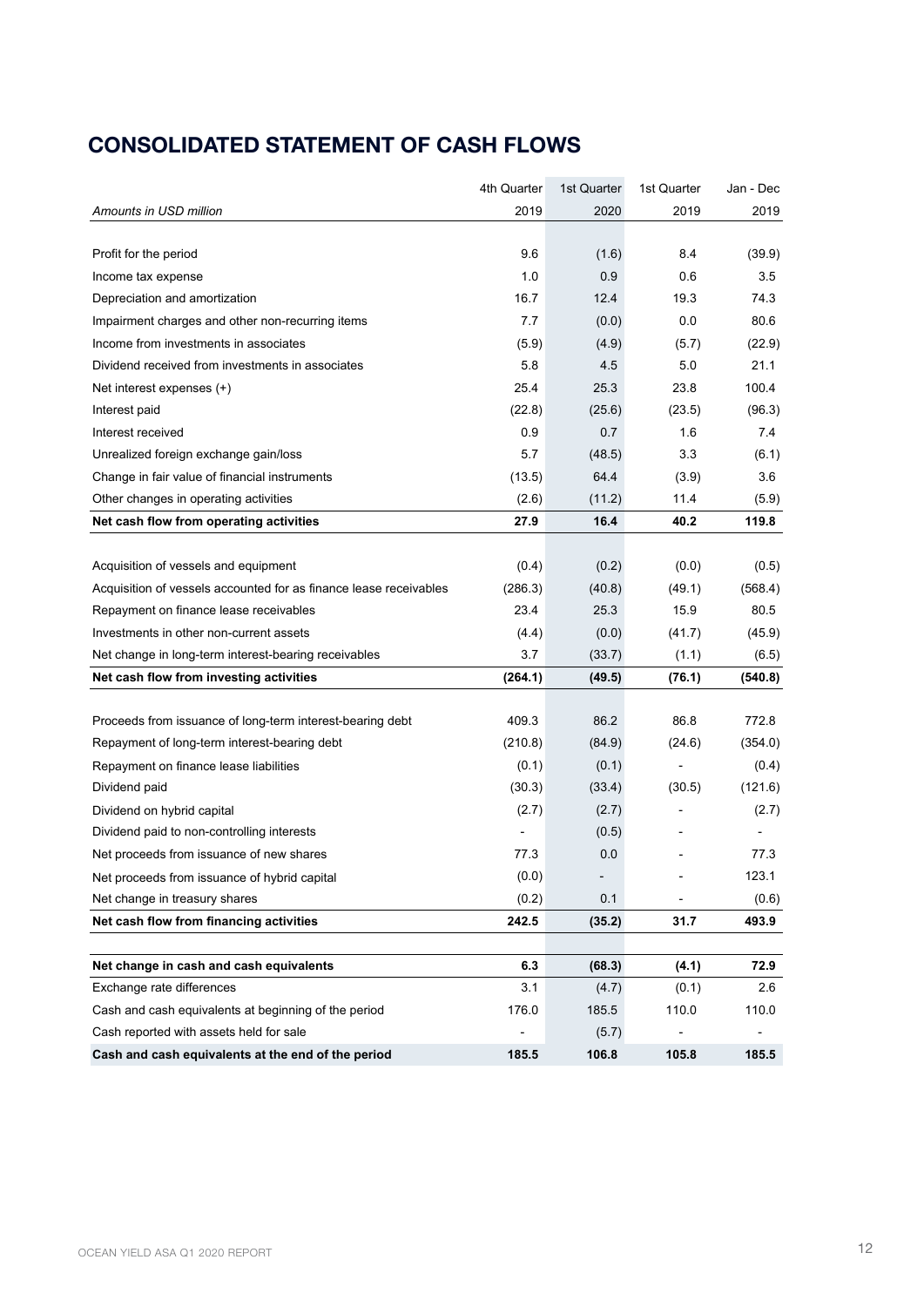# CONSOLIDATED STATEMENT OF CASH FLOWS

| *Amounts in USD million* | 4th Quarter 2019 | 1st Quarter 2020 | 1st Quarter 2019 | Jan - Dec 2019 |
|---|---|---|---|---|
| Profit for the period | 9.6 | (1.6) | 8.4 | (39.9) |
| Income tax expense | 1.0 | 0.9 | 0.6 | 3.5 |
| Depreciation and amortization | 16.7 | 12.4 | 19.3 | 74.3 |
| Impairment charges and other non-recurring items | 7.7 | (0.0) | 0.0 | 80.6 |
| Income from investments in associates | (5.9) | (4.9) | (5.7) | (22.9) |
| Dividend received from investments in associates | 5.8 | 4.5 | 5.0 | 21.1 |
| Net interest expenses (+) | 25.4 | 25.3 | 23.8 | 100.4 |
| Interest paid | (22.8) | (25.6) | (23.5) | (96.3) |
| Interest received | 0.9 | 0.7 | 1.6 | 7.4 |
| Unrealized foreign exchange gain/loss | 5.7 | (48.5) | 3.3 | (6.1) |
| Change in fair value of financial instruments | (13.5) | 64.4 | (3.9) | 3.6 |
| Other changes in operating activities | (2.6) | (11.2) | 11.4 | (5.9) |
| **Net cash flow from operating activities** | **27.9** | **16.4** | **40.2** | **119.8** |
| | | | | |
| Acquisition of vessels and equipment | (0.4) | (0.2) | (0.0) | (0.5) |
| Acquisition of vessels accounted for as finance lease receivables | (286.3) | (40.8) | (49.1) | (568.4) |
| Repayment on finance lease receivables | 23.4 | 25.3 | 15.9 | 80.5 |
| Investments in other non-current assets | (4.4) | (0.0) | (41.7) | (45.9) |
| Net change in long-term interest-bearing receivables | 3.7 | (33.7) | (1.1) | (6.5) |
| **Net cash flow from investing activities** | **(264.1)** | **(49.5)** | **(76.1)** | **(540.8)** |
| | | | | |
| Proceeds from issuance of long-term interest-bearing debt | 409.3 | 86.2 | 86.8 | 772.8 |
| Repayment of long-term interest-bearing debt | (210.8) | (84.9) | (24.6) | (354.0) |
| Repayment on finance lease liabilities | (0.1) | (0.1) | - | (0.4) |
| Dividend paid | (30.3) | (33.4) | (30.5) | (121.6) |
| Dividend on hybrid capital | (2.7) | (2.7) | - | (2.7) |
| Dividend paid to non-controlling interests | - | (0.5) | - | - |
| Net proceeds from issuance of new shares | 77.3 | 0.0 | - | 77.3 |
| Net proceeds from issuance of hybrid capital | (0.0) | - | - | 123.1 |
| Net change in treasury shares | (0.2) | 0.1 | - | (0.6) |
| **Net cash flow from financing activities** | **242.5** | **(35.2)** | **31.7** | **493.9** |
| | | | | |
| **Net change in cash and cash equivalents** | **6.3** | **(68.3)** | **(4.1)** | **72.9** |
| Exchange rate differences | 3.1 | (4.7) | (0.1) | 2.6 |
| Cash and cash equivalents at beginning of the period | 176.0 | 185.5 | 110.0 | 110.0 |
| Cash reported with assets held for sale | - | (5.7) | - | - |
| **Cash and cash equivalents at the end of the period** | **185.5** | **106.8** | **105.8** | **185.5** |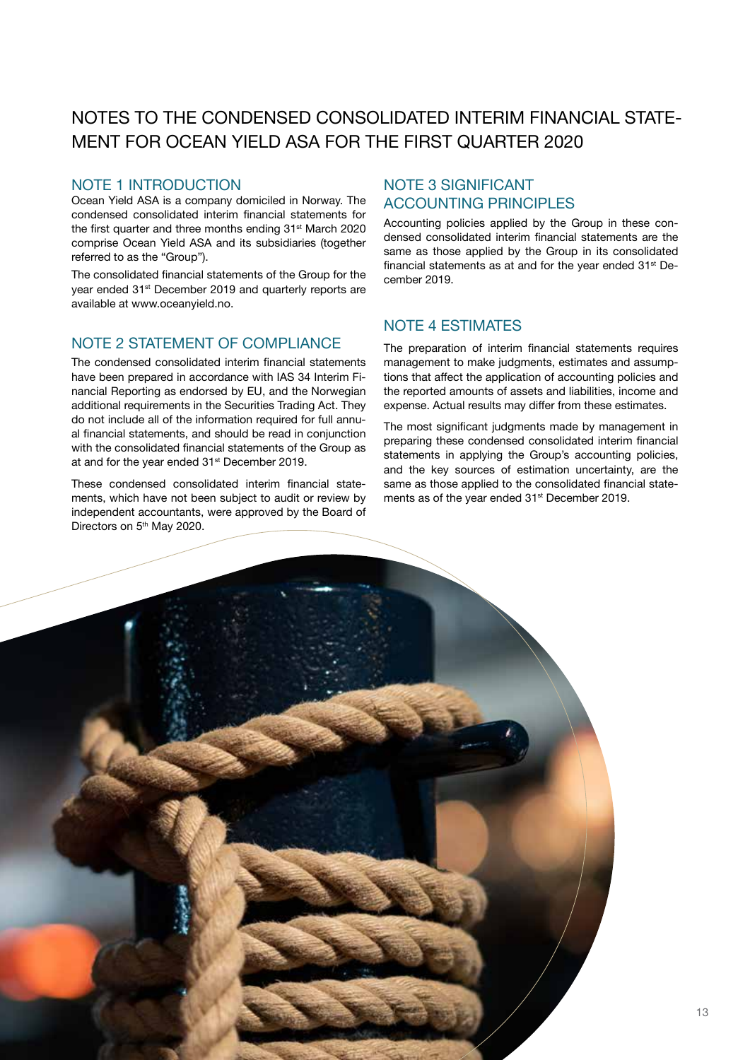# NOTES TO THE CONDENSED CONSOLIDATED INTERIM FINANCIAL STATEMENT FOR OCEAN YIELD ASA FOR THE FIRST QUARTER 2020

## NOTE 1 INTRODUCTION

Ocean Yield ASA is a company domiciled in Norway. The condensed consolidated interim financial statements for the first quarter and three months ending 31st March 2020 comprise Ocean Yield ASA and its subsidiaries (together referred to as the "Group").

The consolidated financial statements of the Group for the year ended 31st December 2019 and quarterly reports are available at www.oceanyield.no.

## NOTE 2 STATEMENT OF COMPLIANCE

The condensed consolidated interim financial statements have been prepared in accordance with IAS 34 Interim Financial Reporting as endorsed by EU, and the Norwegian additional requirements in the Securities Trading Act. They do not include all of the information required for full annual financial statements, and should be read in conjunction with the consolidated financial statements of the Group as at and for the year ended 31st December 2019.

These condensed consolidated interim financial statements, which have not been subject to audit or review by independent accountants, were approved by the Board of Directors on 5th May 2020.

## NOTE 3 SIGNIFICANT ACCOUNTING PRINCIPLES

Accounting policies applied by the Group in these condensed consolidated interim financial statements are the same as those applied by the Group in its consolidated financial statements as at and for the year ended 31st December 2019.

## NOTE 4 ESTIMATES

The preparation of interim financial statements requires management to make judgments, estimates and assumptions that affect the application of accounting policies and the reported amounts of assets and liabilities, income and expense. Actual results may differ from these estimates.

The most significant judgments made by management in preparing these condensed consolidated interim financial statements in applying the Group's accounting policies, and the key sources of estimation uncertainty, are the same as those applied to the consolidated financial statements as of the year ended 31st December 2019.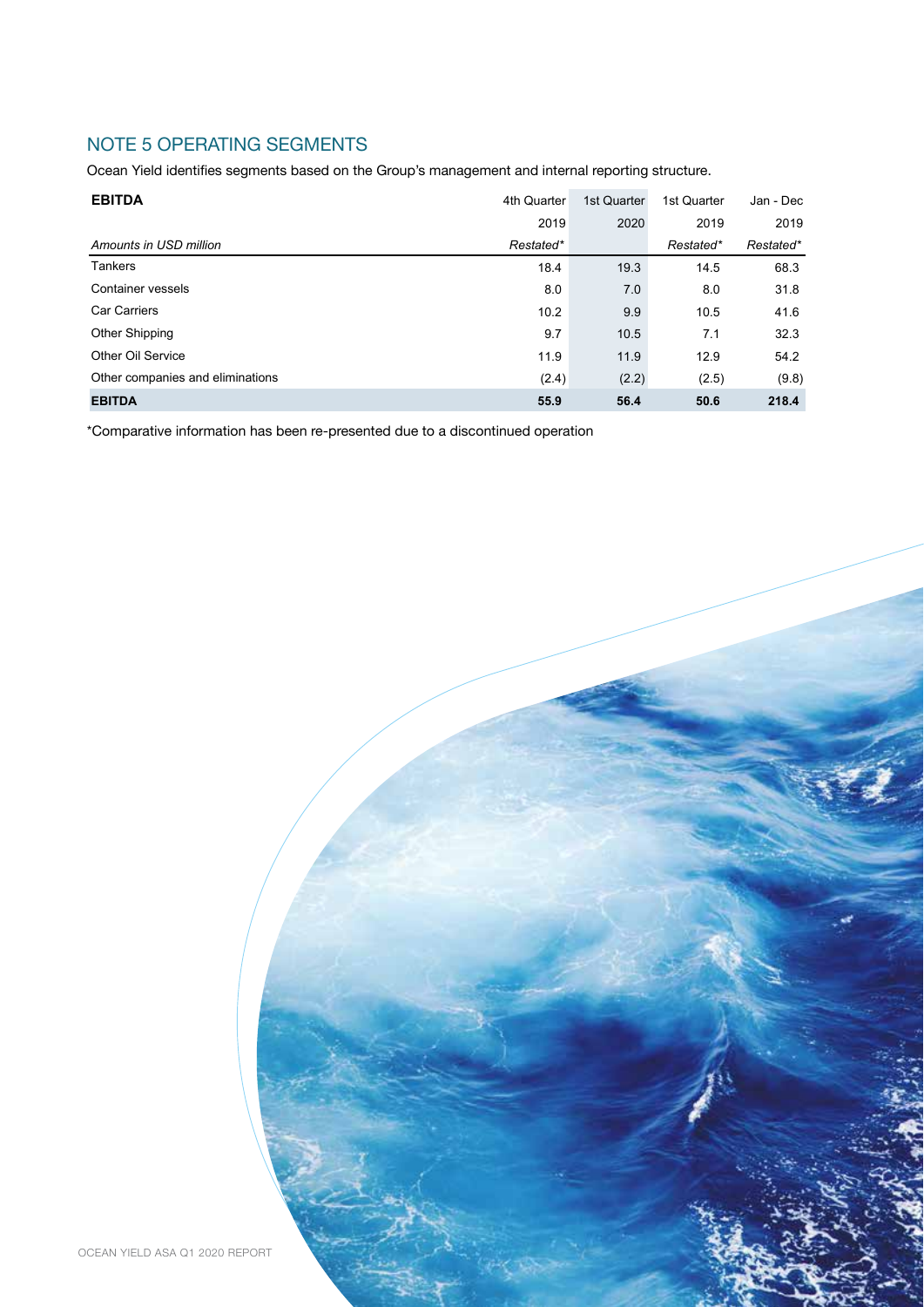## NOTE 5 OPERATING SEGMENTS

Ocean Yield identifies segments based on the Group's management and internal reporting structure.

| **EBITDA** | 4th Quarter | 1st Quarter | 1st Quarter | Jan - Dec |
|---|---|---|---|---|
| | 2019 | 2020 | 2019 | 2019 |
| *Amounts in USD million* | *Restated** | | *Restated** | *Restated** |
| Tankers | 18.4 | 19.3 | 14.5 | 68.3 |
| Container vessels | 8.0 | 7.0 | 8.0 | 31.8 |
| Car Carriers | 10.2 | 9.9 | 10.5 | 41.6 |
| Other Shipping | 9.7 | 10.5 | 7.1 | 32.3 |
| Other Oil Service | 11.9 | 11.9 | 12.9 | 54.2 |
| Other companies and eliminations | (2.4) | (2.2) | (2.5) | (9.8) |
| **EBITDA** | **55.9** | **56.4** | **50.6** | **218.4** |

*Comparative information has been re-presented due to a discontinued operation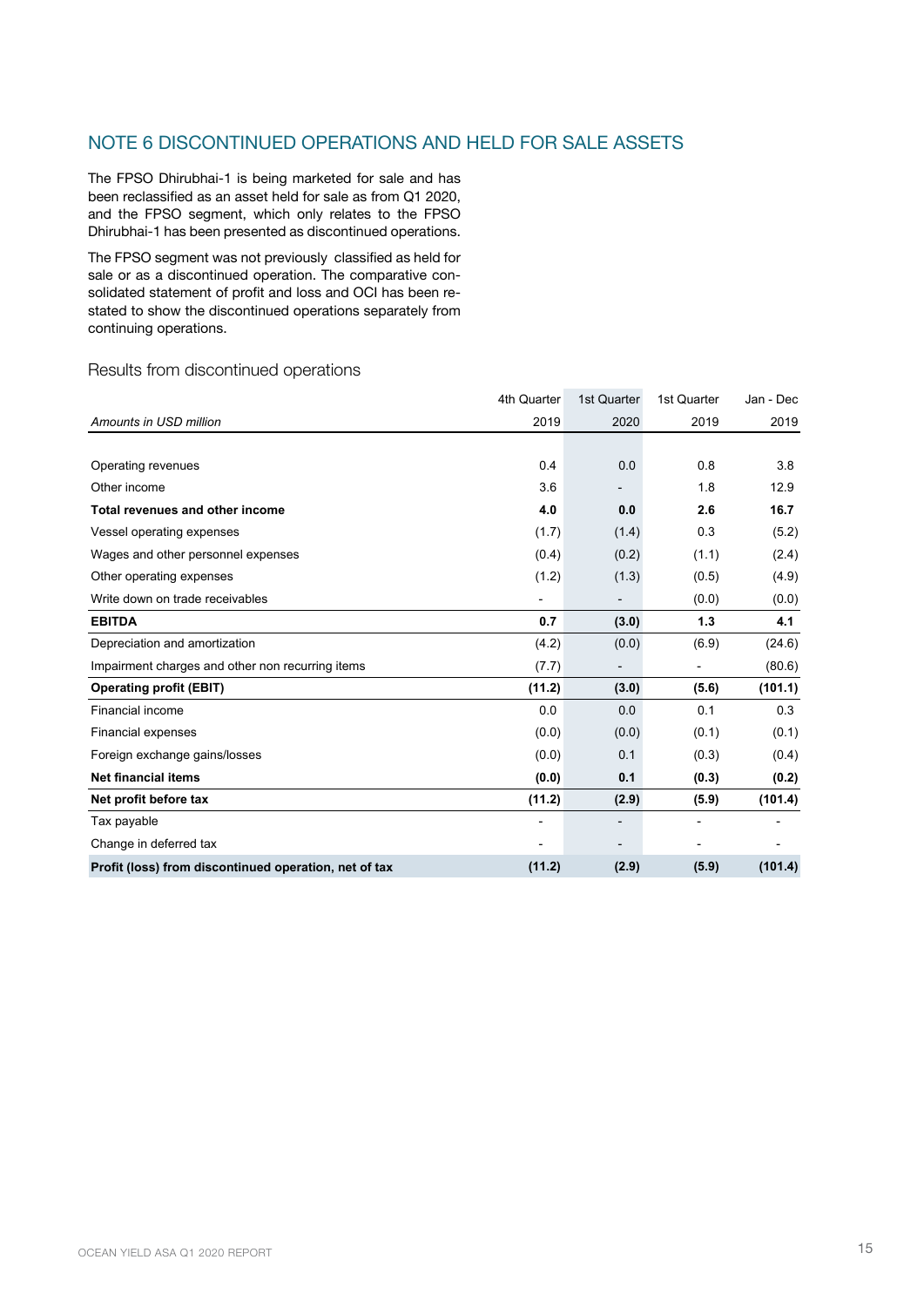## NOTE 6 DISCONTINUED OPERATIONS AND HELD FOR SALE ASSETS

The FPSO Dhirubhai-1 is being marketed for sale and has been reclassified as an asset held for sale as from Q1 2020, and the FPSO segment, which only relates to the FPSO Dhirubhai-1 has been presented as discontinued operations.

The FPSO segment was not previously classified as held for sale or as a discontinued operation. The comparative consolidated statement of profit and loss and OCI has been restated to show the discontinued operations separately from continuing operations.

### Results from discontinued operations

| | 4th Quarter | 1st Quarter | 1st Quarter | Jan - Dec |
|---|---|---|---|---|
| *Amounts in USD million* | 2019 | 2020 | 2019 | 2019 |
| | | | | |
| Operating revenues | 0.4 | 0.0 | 0.8 | 3.8 |
| Other income | 3.6 | - | 1.8 | 12.9 |
| **Total revenues and other income** | **4.0** | **0.0** | **2.6** | **16.7** |
| Vessel operating expenses | (1.7) | (1.4) | 0.3 | (5.2) |
| Wages and other personnel expenses | (0.4) | (0.2) | (1.1) | (2.4) |
| Other operating expenses | (1.2) | (1.3) | (0.5) | (4.9) |
| Write down on trade receivables | - | - | (0.0) | (0.0) |
| **EBITDA** | **0.7** | **(3.0)** | **1.3** | **4.1** |
| Depreciation and amortization | (4.2) | (0.0) | (6.9) | (24.6) |
| Impairment charges and other non recurring items | (7.7) | - | - | (80.6) |
| **Operating profit (EBIT)** | **(11.2)** | **(3.0)** | **(5.6)** | **(101.1)** |
| Financial income | 0.0 | 0.0 | 0.1 | 0.3 |
| Financial expenses | (0.0) | (0.0) | (0.1) | (0.1) |
| Foreign exchange gains/losses | (0.0) | 0.1 | (0.3) | (0.4) |
| **Net financial items** | **(0.0)** | **0.1** | **(0.3)** | **(0.2)** |
| **Net profit before tax** | **(11.2)** | **(2.9)** | **(5.9)** | **(101.4)** |
| Tax payable | - | - | - | - |
| Change in deferred tax | - | - | - | - |
| **Profit (loss) from discontinued operation, net of tax** | **(11.2)** | **(2.9)** | **(5.9)** | **(101.4)** |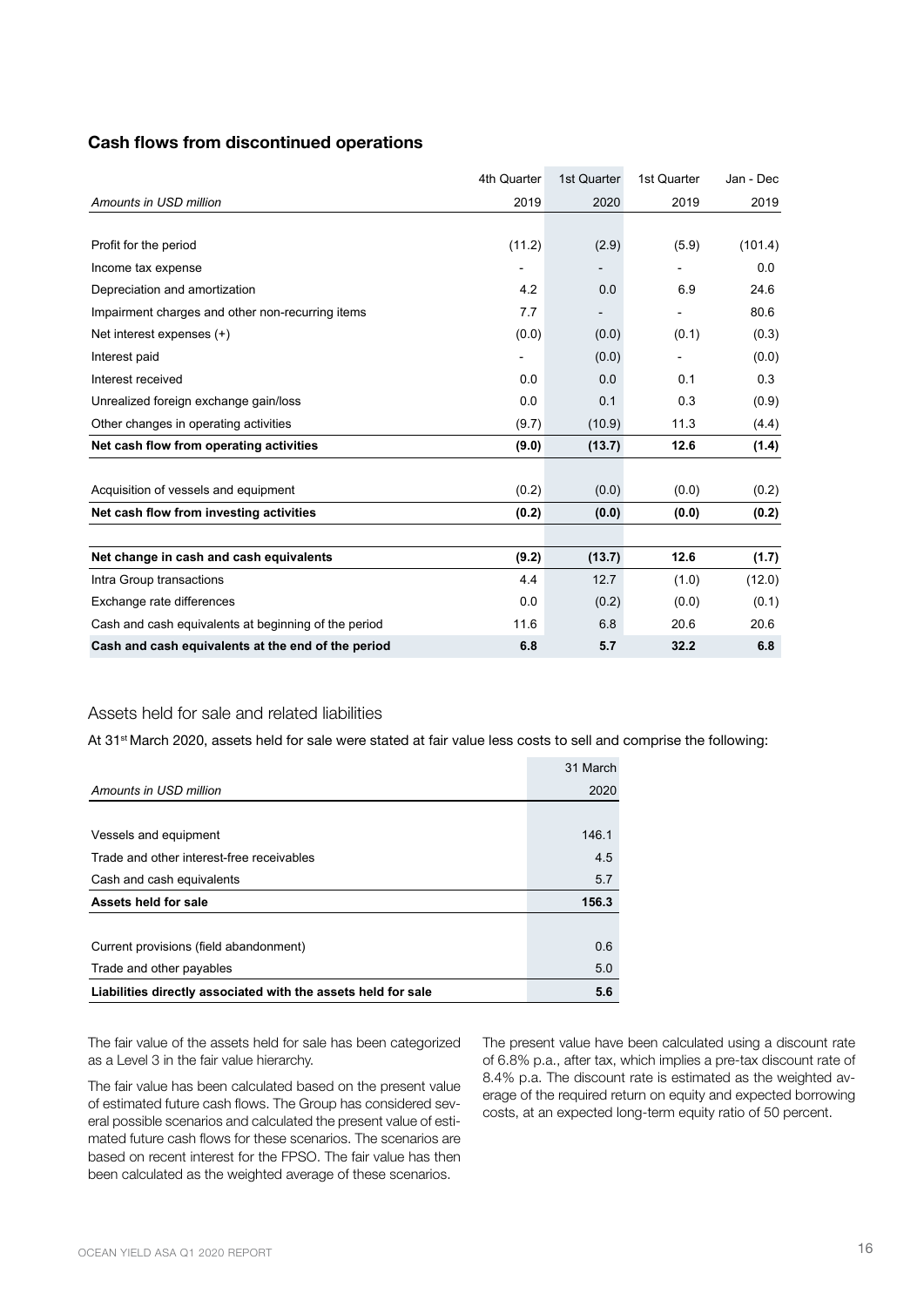## Cash flows from discontinued operations

| *Amounts in USD million* | 4th Quarter 2019 | 1st Quarter 2020 | 1st Quarter 2019 | Jan - Dec 2019 |
|---|---|---|---|---|
| Profit for the period | (11.2) | (2.9) | (5.9) | (101.4) |
| Income tax expense | - | - | - | 0.0 |
| Depreciation and amortization | 4.2 | 0.0 | 6.9 | 24.6 |
| Impairment charges and other non-recurring items | 7.7 | - | - | 80.6 |
| Net interest expenses (+) | (0.0) | (0.0) | (0.1) | (0.3) |
| Interest paid | - | (0.0) | - | (0.0) |
| Interest received | 0.0 | 0.0 | 0.1 | 0.3 |
| Unrealized foreign exchange gain/loss | 0.0 | 0.1 | 0.3 | (0.9) |
| Other changes in operating activities | (9.7) | (10.9) | 11.3 | (4.4) |
| **Net cash flow from operating activities** | **(9.0)** | **(13.7)** | **12.6** | **(1.4)** |
| Acquisition of vessels and equipment | (0.2) | (0.0) | (0.0) | (0.2) |
| **Net cash flow from investing activities** | **(0.2)** | **(0.0)** | **(0.0)** | **(0.2)** |
| **Net change in cash and cash equivalents** | **(9.2)** | **(13.7)** | **12.6** | **(1.7)** |
| Intra Group transactions | 4.4 | 12.7 | (1.0) | (12.0) |
| Exchange rate differences | 0.0 | (0.2) | (0.0) | (0.1) |
| Cash and cash equivalents at beginning of the period | 11.6 | 6.8 | 20.6 | 20.6 |
| **Cash and cash equivalents at the end of the period** | **6.8** | **5.7** | **32.2** | **6.8** |

### Assets held for sale and related liabilities

At 31st March 2020, assets held for sale were stated at fair value less costs to sell and comprise the following:

| *Amounts in USD million* | 31 March 2020 |
|---|---|
| Vessels and equipment | 146.1 |
| Trade and other interest-free receivables | 4.5 |
| Cash and cash equivalents | 5.7 |
| **Assets held for sale** | **156.3** |
| Current provisions (field abandonment) | 0.6 |
| Trade and other payables | 5.0 |
| **Liabilities directly associated with the assets held for sale** | **5.6** |

The fair value of the assets held for sale has been categorized as a Level 3 in the fair value hierarchy.

The fair value has been calculated based on the present value of estimated future cash flows. The Group has considered several possible scenarios and calculated the present value of estimated future cash flows for these scenarios. The scenarios are based on recent interest for the FPSO. The fair value has then been calculated as the weighted average of these scenarios.

The present value have been calculated using a discount rate of 6.8% p.a., after tax, which implies a pre-tax discount rate of 8.4% p.a. The discount rate is estimated as the weighted average of the required return on equity and expected borrowing costs, at an expected long-term equity ratio of 50 percent.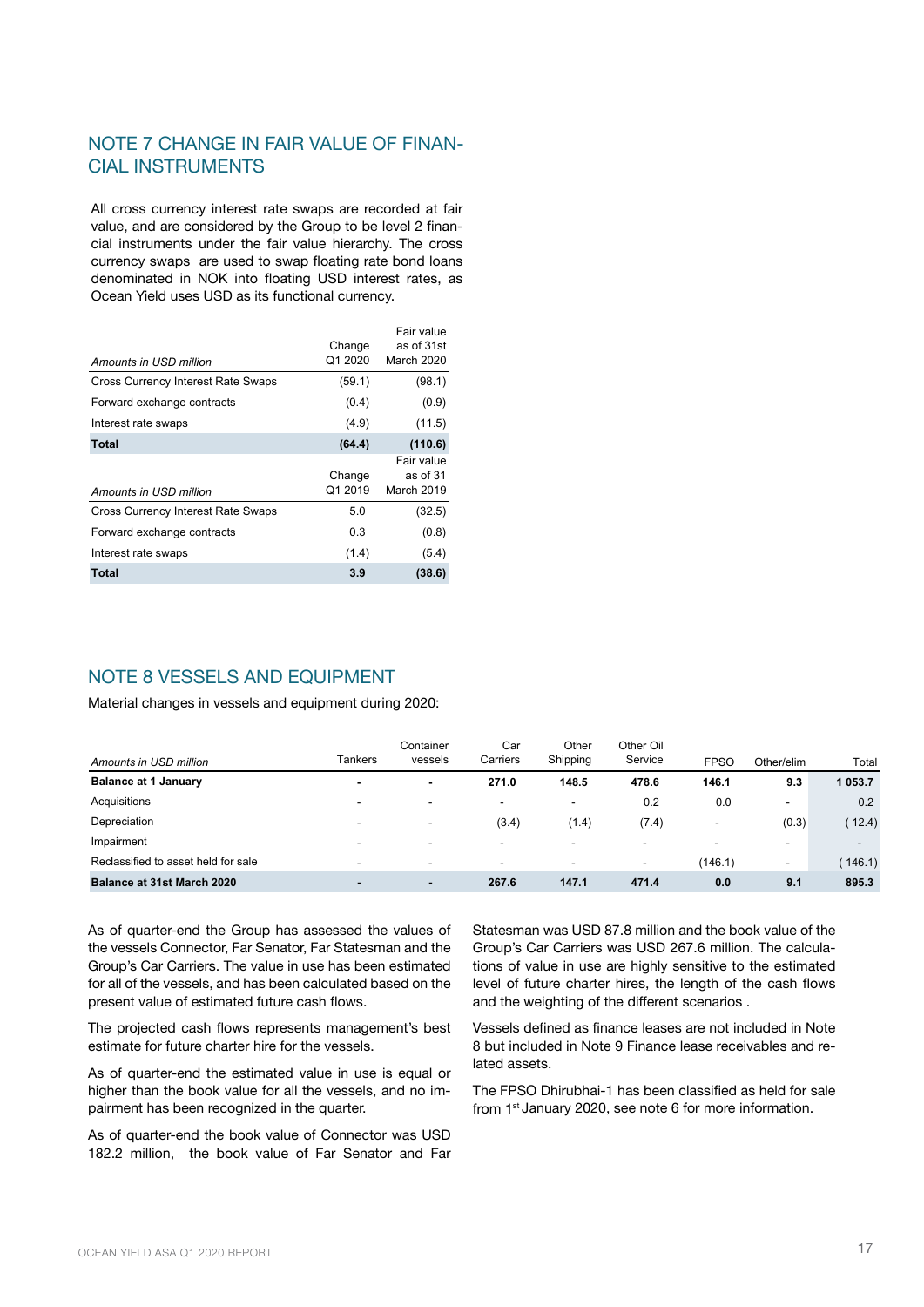## NOTE 7 CHANGE IN FAIR VALUE OF FINANCIAL INSTRUMENTS

All cross currency interest rate swaps are recorded at fair value, and are considered by the Group to be level 2 financial instruments under the fair value hierarchy. The cross currency swaps are used to swap floating rate bond loans denominated in NOK into floating USD interest rates, as Ocean Yield uses USD as its functional currency.

| *Amounts in USD million* | Change Q1 2020 | Fair value as of 31st March 2020 |
|---|---|---|
| Cross Currency Interest Rate Swaps | (59.1) | (98.1) |
| Forward exchange contracts | (0.4) | (0.9) |
| Interest rate swaps | (4.9) | (11.5) |
| **Total** | **(64.4)** | **(110.6)** |
| *Amounts in USD million* | Change Q1 2019 | Fair value as of 31 March 2019 |
| Cross Currency Interest Rate Swaps | 5.0 | (32.5) |
| Forward exchange contracts | 0.3 | (0.8) |
| Interest rate swaps | (1.4) | (5.4) |
| **Total** | **3.9** | **(38.6)** |

## NOTE 8 VESSELS AND EQUIPMENT

Material changes in vessels and equipment during 2020:

| *Amounts in USD million* | Tankers | Container vessels | Car Carriers | Other Shipping | Other Oil Service | FPSO | Other/elim | Total |
|---|---|---|---|---|---|---|---|---|
| **Balance at 1 January** | **-** | **-** | **271.0** | **148.5** | **478.6** | **146.1** | **9.3** | **1 053.7** |
| Acquisitions | - | - | - | - | 0.2 | 0.0 | - | 0.2 |
| Depreciation | - | - | (3.4) | (1.4) | (7.4) | - | (0.3) | ( 12.4) |
| Impairment | - | - | - | - | - | - | - | - |
| Reclassified to asset held for sale | - | - | - | - | - | (146.1) | - | ( 146.1) |
| **Balance at 31st March 2020** | **-** | **-** | **267.6** | **147.1** | **471.4** | **0.0** | **9.1** | **895.3** |

As of quarter-end the Group has assessed the values of the vessels Connector, Far Senator, Far Statesman and the Group's Car Carriers. The value in use has been estimated for all of the vessels, and has been calculated based on the present value of estimated future cash flows.

The projected cash flows represents management's best estimate for future charter hire for the vessels.

As of quarter-end the estimated value in use is equal or higher than the book value for all the vessels, and no impairment has been recognized in the quarter.

As of quarter-end the book value of Connector was USD 182.2 million, the book value of Far Senator and Far Statesman was USD 87.8 million and the book value of the Group's Car Carriers was USD 267.6 million. The calculations of value in use are highly sensitive to the estimated level of future charter hires, the length of the cash flows and the weighting of the different scenarios .

Vessels defined as finance leases are not included in Note 8 but included in Note 9 Finance lease receivables and related assets.

The FPSO Dhirubhai-1 has been classified as held for sale from 1st January 2020, see note 6 for more information.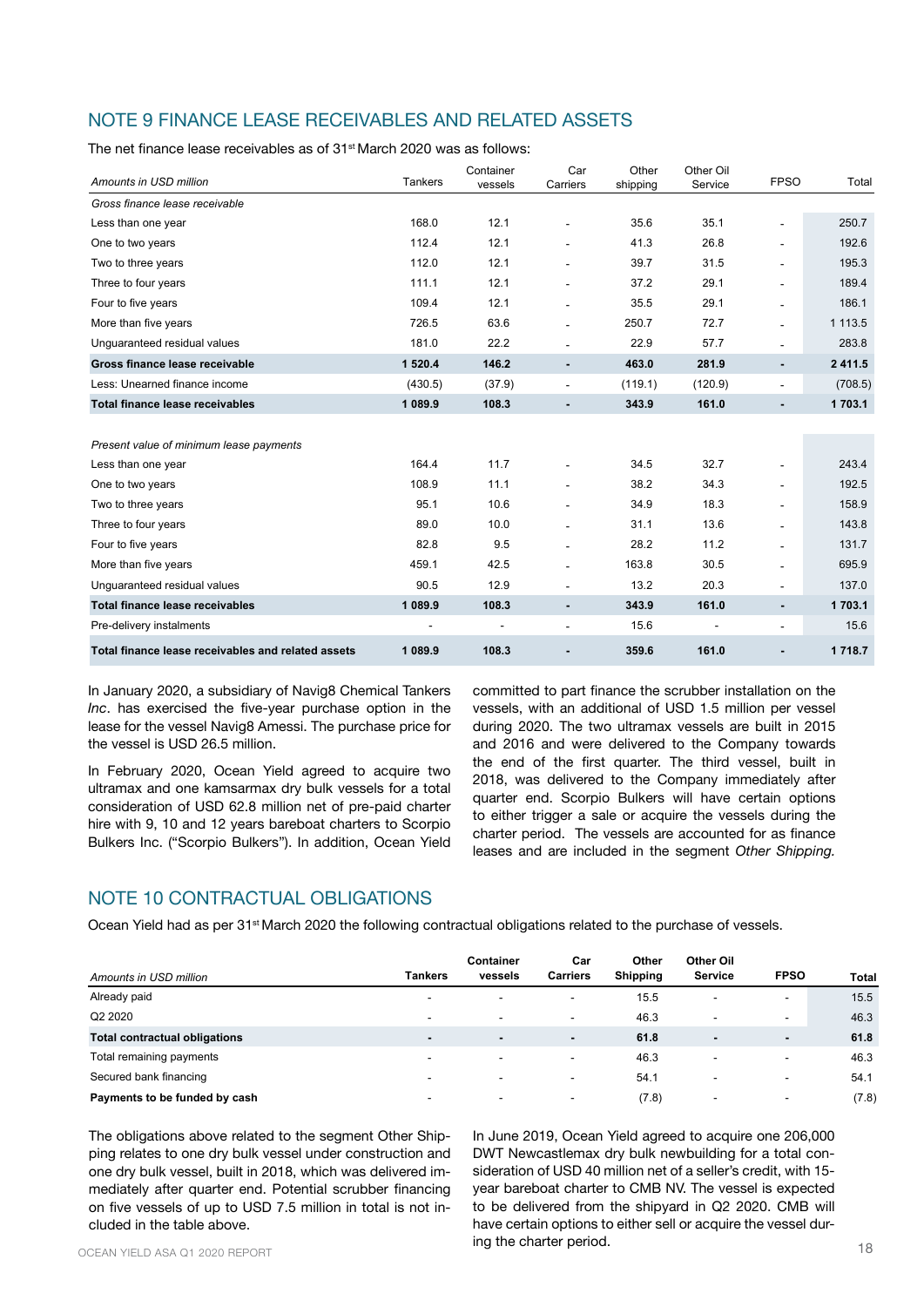## NOTE 9 FINANCE LEASE RECEIVABLES AND RELATED ASSETS

The net finance lease receivables as of 31st March 2020 was as follows:

| *Amounts in USD million* | Tankers | Container vessels | Car Carriers | Other shipping | Other Oil Service | FPSO | Total |
|---|---|---|---|---|---|---|---|
| *Gross finance lease receivable* | | | | | | | |
| Less than one year | 168.0 | 12.1 | - | 35.6 | 35.1 | - | 250.7 |
| One to two years | 112.4 | 12.1 | - | 41.3 | 26.8 | - | 192.6 |
| Two to three years | 112.0 | 12.1 | - | 39.7 | 31.5 | - | 195.3 |
| Three to four years | 111.1 | 12.1 | - | 37.2 | 29.1 | - | 189.4 |
| Four to five years | 109.4 | 12.1 | - | 35.5 | 29.1 | - | 186.1 |
| More than five years | 726.5 | 63.6 | - | 250.7 | 72.7 | - | 1 113.5 |
| Unguaranteed residual values | 181.0 | 22.2 | - | 22.9 | 57.7 | - | 283.8 |
| **Gross finance lease receivable** | **1 520.4** | **146.2** | **-** | **463.0** | **281.9** | **-** | **2 411.5** |
| Less: Unearned finance income | (430.5) | (37.9) | - | (119.1) | (120.9) | - | (708.5) |
| **Total finance lease receivables** | **1 089.9** | **108.3** | **-** | **343.9** | **161.0** | **-** | **1 703.1** |
| | | | | | | | |
| *Present value of minimum lease payments* | | | | | | | |
| Less than one year | 164.4 | 11.7 | - | 34.5 | 32.7 | - | 243.4 |
| One to two years | 108.9 | 11.1 | - | 38.2 | 34.3 | - | 192.5 |
| Two to three years | 95.1 | 10.6 | - | 34.9 | 18.3 | - | 158.9 |
| Three to four years | 89.0 | 10.0 | - | 31.1 | 13.6 | - | 143.8 |
| Four to five years | 82.8 | 9.5 | - | 28.2 | 11.2 | - | 131.7 |
| More than five years | 459.1 | 42.5 | - | 163.8 | 30.5 | - | 695.9 |
| Unguaranteed residual values | 90.5 | 12.9 | - | 13.2 | 20.3 | - | 137.0 |
| **Total finance lease receivables** | **1 089.9** | **108.3** | **-** | **343.9** | **161.0** | **-** | **1 703.1** |
| Pre-delivery instalments | - | - | - | 15.6 | - | - | 15.6 |
| **Total finance lease receivables and related assets** | **1 089.9** | **108.3** | **-** | **359.6** | **161.0** | **-** | **1 718.7** |

In January 2020, a subsidiary of Navig8 Chemical Tankers *Inc*. has exercised the five-year purchase option in the lease for the vessel Navig8 Amessi. The purchase price for the vessel is USD 26.5 million.

In February 2020, Ocean Yield agreed to acquire two ultramax and one kamsarmax dry bulk vessels for a total consideration of USD 62.8 million net of pre-paid charter hire with 9, 10 and 12 years bareboat charters to Scorpio Bulkers Inc. ("Scorpio Bulkers"). In addition, Ocean Yield committed to part finance the scrubber installation on the vessels, with an additional of USD 1.5 million per vessel during 2020. The two ultramax vessels are built in 2015 and 2016 and were delivered to the Company towards the end of the first quarter. The third vessel, built in 2018, was delivered to the Company immediately after quarter end. Scorpio Bulkers will have certain options to either trigger a sale or acquire the vessels during the charter period. The vessels are accounted for as finance leases and are included in the segment *Other Shipping.*

## NOTE 10 CONTRACTUAL OBLIGATIONS

Ocean Yield had as per 31st March 2020 the following contractual obligations related to the purchase of vessels.

| *Amounts in USD million* | Tankers | Container vessels | Car Carriers | Other Shipping | Other Oil Service | FPSO | Total |
|---|---|---|---|---|---|---|---|
| Already paid | - | - | - | 15.5 | - | - | 15.5 |
| Q2 2020 | - | - | - | 46.3 | - | - | 46.3 |
| **Total contractual obligations** | **-** | **-** | **-** | **61.8** | **-** | **-** | **61.8** |
| Total remaining payments | - | - | - | 46.3 | - | - | 46.3 |
| Secured bank financing | - | - | - | 54.1 | - | - | 54.1 |
| **Payments to be funded by cash** | - | - | - | (7.8) | - | - | (7.8) |

The obligations above related to the segment Other Shipping relates to one dry bulk vessel under construction and one dry bulk vessel, built in 2018, which was delivered immediately after quarter end. Potential scrubber financing on five vessels of up to USD 7.5 million in total is not included in the table above.

In June 2019, Ocean Yield agreed to acquire one 206,000 DWT Newcastlemax dry bulk newbuilding for a total consideration of USD 40 million net of a seller's credit, with 15-year bareboat charter to CMB NV. The vessel is expected to be delivered from the shipyard in Q2 2020. CMB will have certain options to either sell or acquire the vessel during the charter period.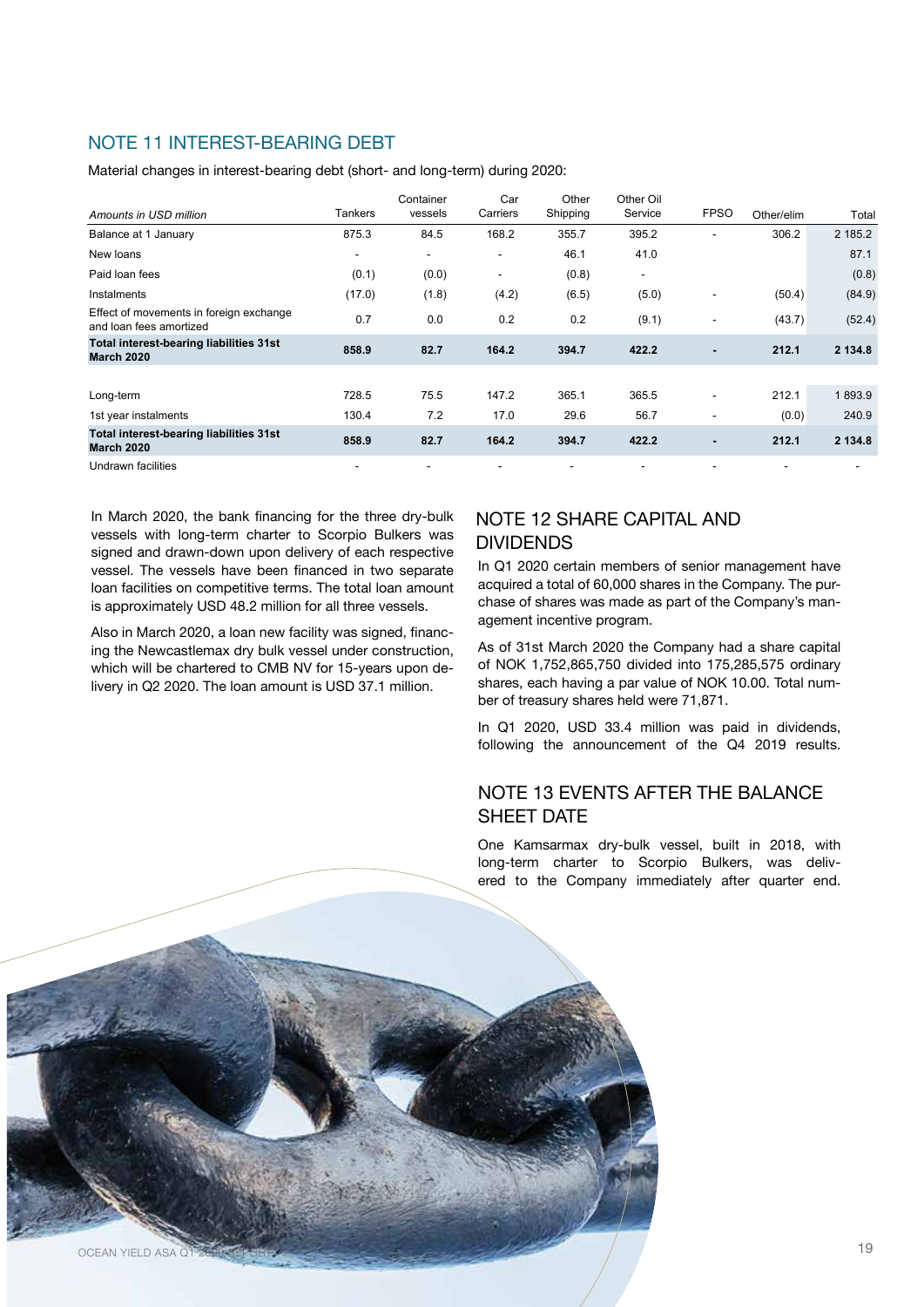## NOTE 11 INTEREST-BEARING DEBT

Material changes in interest-bearing debt (short- and long-term) during 2020:

| *Amounts in USD million* | Tankers | Container vessels | Car Carriers | Other Shipping | Other Oil Service | FPSO | Other/elim | Total |
|---|---|---|---|---|---|---|---|---|
| Balance at 1 January | 875.3 | 84.5 | 168.2 | 355.7 | 395.2 | - | 306.2 | 2 185.2 |
| New loans | - | - | - | 46.1 | 41.0 | | | 87.1 |
| Paid loan fees | (0.1) | (0.0) | - | (0.8) | - | | | (0.8) |
| Instalments | (17.0) | (1.8) | (4.2) | (6.5) | (5.0) | - | (50.4) | (84.9) |
| Effect of movements in foreign exchange and loan fees amortized | 0.7 | 0.0 | 0.2 | 0.2 | (9.1) | - | (43.7) | (52.4) |
| **Total interest-bearing liabilities 31st March 2020** | **858.9** | **82.7** | **164.2** | **394.7** | **422.2** | **-** | **212.1** | **2 134.8** |
| | | | | | | | | |
| Long-term | 728.5 | 75.5 | 147.2 | 365.1 | 365.5 | - | 212.1 | 1 893.9 |
| 1st year instalments | 130.4 | 7.2 | 17.0 | 29.6 | 56.7 | - | (0.0) | 240.9 |
| **Total interest-bearing liabilities 31st March 2020** | **858.9** | **82.7** | **164.2** | **394.7** | **422.2** | **-** | **212.1** | **2 134.8** |
| Undrawn facilities | - | - | - | - | - | - | - | - |

In March 2020, the bank financing for the three dry-bulk vessels with long-term charter to Scorpio Bulkers was signed and drawn-down upon delivery of each respective vessel. The vessels have been financed in two separate loan facilities on competitive terms. The total loan amount is approximately USD 48.2 million for all three vessels.

Also in March 2020, a loan new facility was signed, financing the Newcastlemax dry bulk vessel under construction, which will be chartered to CMB NV for 15-years upon delivery in Q2 2020. The loan amount is USD 37.1 million.

## NOTE 12 SHARE CAPITAL AND DIVIDENDS

In Q1 2020 certain members of senior management have acquired a total of 60,000 shares in the Company. The purchase of shares was made as part of the Company's management incentive program.

As of 31st March 2020 the Company had a share capital of NOK 1,752,865,750 divided into 175,285,575 ordinary shares, each having a par value of NOK 10.00. Total number of treasury shares held were 71,871.

In Q1 2020, USD 33.4 million was paid in dividends, following the announcement of the Q4 2019 results.

## NOTE 13 EVENTS AFTER THE BALANCE SHEET DATE

One Kamsarmax dry-bulk vessel, built in 2018, with long-term charter to Scorpio Bulkers, was delivered to the Company immediately after quarter end.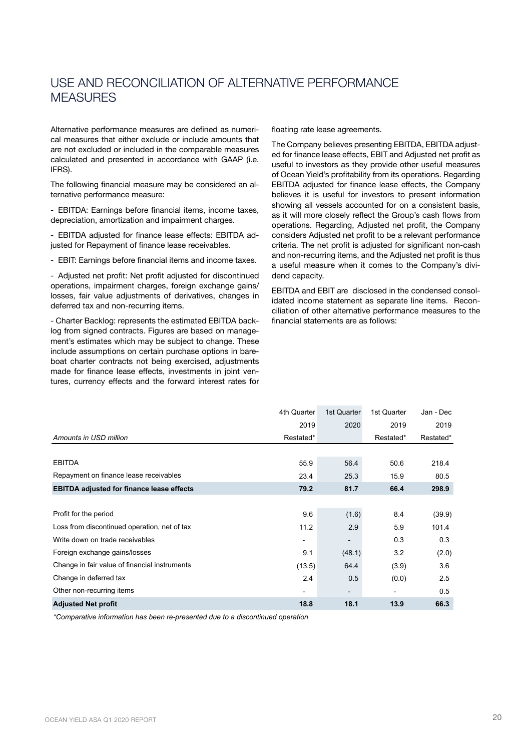# USE AND RECONCILIATION OF ALTERNATIVE PERFORMANCE MEASURES

Alternative performance measures are defined as numerical measures that either exclude or include amounts that are not excluded or included in the comparable measures calculated and presented in accordance with GAAP (i.e. IFRS).

The following financial measure may be considered an alternative performance measure:

- EBITDA: Earnings before financial items, income taxes, depreciation, amortization and impairment charges.

- EBITDA adjusted for finance lease effects: EBITDA adjusted for Repayment of finance lease receivables.

- EBIT: Earnings before financial items and income taxes.

- Adjusted net profit: Net profit adjusted for discontinued operations, impairment charges, foreign exchange gains/losses, fair value adjustments of derivatives, changes in deferred tax and non-recurring items.

- Charter Backlog: represents the estimated EBITDA backlog from signed contracts. Figures are based on management's estimates which may be subject to change. These include assumptions on certain purchase options in bareboat charter contracts not being exercised, adjustments made for finance lease effects, investments in joint ventures, currency effects and the forward interest rates for floating rate lease agreements.

The Company believes presenting EBITDA, EBITDA adjusted for finance lease effects, EBIT and Adjusted net profit as useful to investors as they provide other useful measures of Ocean Yield's profitability from its operations. Regarding EBITDA adjusted for finance lease effects, the Company believes it is useful for investors to present information showing all vessels accounted for on a consistent basis, as it will more closely reflect the Group's cash flows from operations. Regarding, Adjusted net profit, the Company considers Adjusted net profit to be a relevant performance criteria. The net profit is adjusted for significant non-cash and non-recurring items, and the Adjusted net profit is thus a useful measure when it comes to the Company's dividend capacity.

EBITDA and EBIT are disclosed in the condensed consolidated income statement as separate line items. Reconciliation of other alternative performance measures to the financial statements are as follows:

| *Amounts in USD million* | 4th Quarter 2019 Restated* | 1st Quarter 2020 | 1st Quarter 2019 Restated* | Jan - Dec 2019 Restated* |
|---|---|---|---|---|
| EBITDA | 55.9 | 56.4 | 50.6 | 218.4 |
| Repayment on finance lease receivables | 23.4 | 25.3 | 15.9 | 80.5 |
| **EBITDA adjusted for finance lease effects** | **79.2** | **81.7** | **66.4** | **298.9** |
| | | | | |
| Profit for the period | 9.6 | (1.6) | 8.4 | (39.9) |
| Loss from discontinued operation, net of tax | 11.2 | 2.9 | 5.9 | 101.4 |
| Write down on trade receivables | - | - | 0.3 | 0.3 |
| Foreign exchange gains/losses | 9.1 | (48.1) | 3.2 | (2.0) |
| Change in fair value of financial instruments | (13.5) | 64.4 | (3.9) | 3.6 |
| Change in deferred tax | 2.4 | 0.5 | (0.0) | 2.5 |
| Other non-recurring items | - | - | - | 0.5 |
| **Adjusted Net profit** | **18.8** | **18.1** | **13.9** | **66.3** |

*\*Comparative information has been re-presented due to a discontinued operation*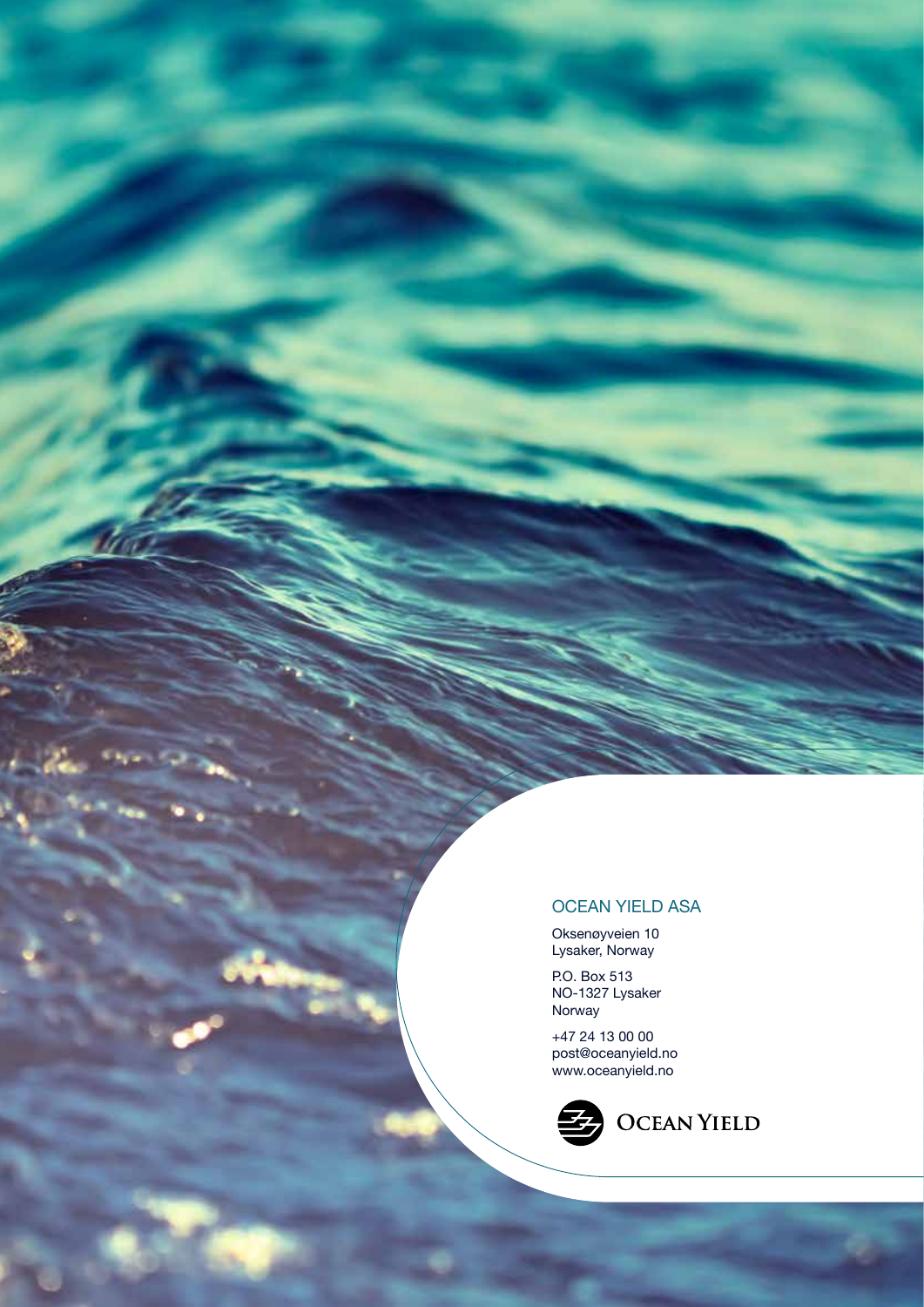## OCEAN YIELD ASA

Oksenøyveien 10
Lysaker, Norway

P.O. Box 513
NO-1327 Lysaker
Norway

+47 24 13 00 00
post@oceanyield.no
www.oceanyield.no

OCEAN YIELD